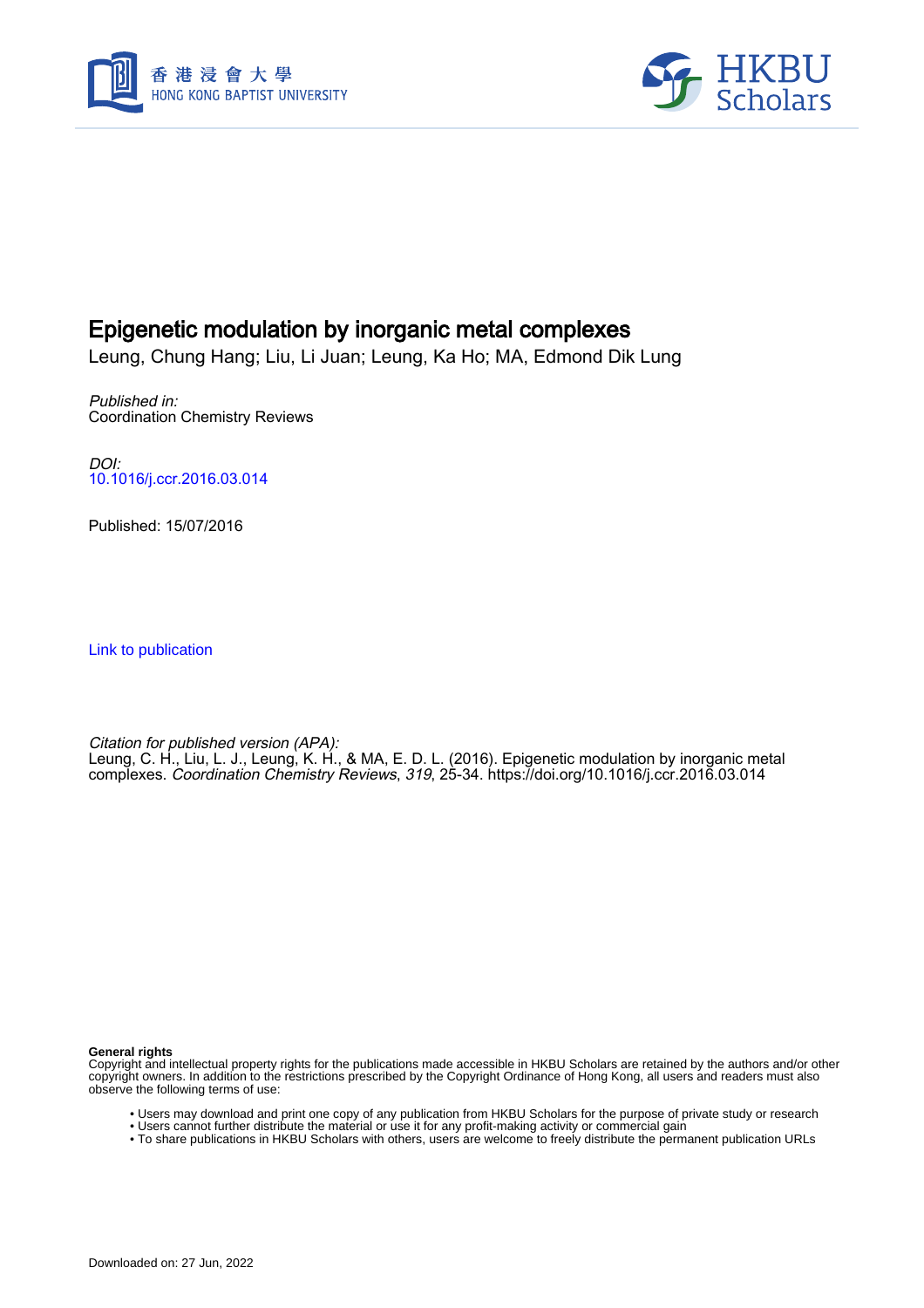# Epigenetic modulation by inorganic metal complexes

Leung, Chung Hang; Liu, Li Juan; Leung, Ka Ho; MA, Edmond Dik Lung

*Published in:*
Coordination Chemistry Reviews

*DOI:*
10.1016/j.ccr.2016.03.014

Published: 15/07/2016

Link to publication

*Citation for published version (APA):*
Leung, C. H., Liu, L. J., Leung, K. H., & MA, E. D. L. (2016). Epigenetic modulation by inorganic metal complexes. *Coordination Chemistry Reviews*, *319*, 25-34. https://doi.org/10.1016/j.ccr.2016.03.014

**General rights**
Copyright and intellectual property rights for the publications made accessible in HKBU Scholars are retained by the authors and/or other copyright owners. In addition to the restrictions prescribed by the Copyright Ordinance of Hong Kong, all users and readers must also observe the following terms of use:

- Users may download and print one copy of any publication from HKBU Scholars for the purpose of private study or research
- Users cannot further distribute the material or use it for any profit-making activity or commercial gain
- To share publications in HKBU Scholars with others, users are welcome to freely distribute the permanent publication URLs

Downloaded on: 27 Jun, 2022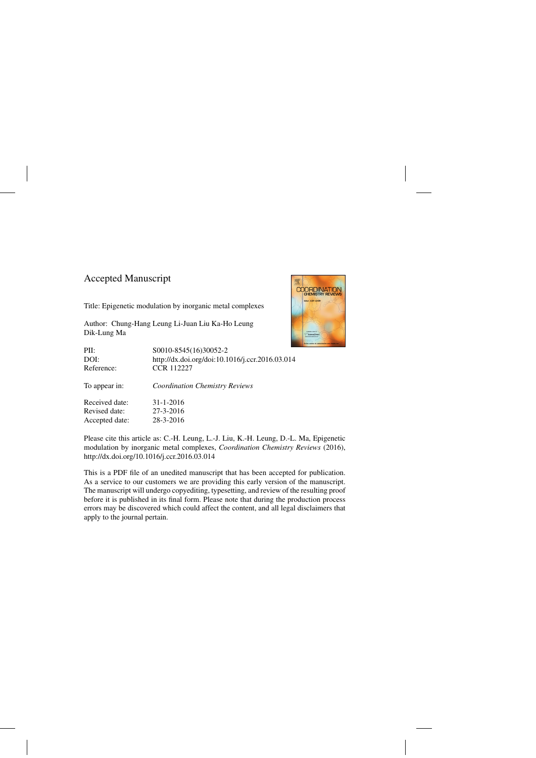Accepted Manuscript

Title: Epigenetic modulation by inorganic metal complexes

Author: Chung-Hang Leung Li-Juan Liu Ka-Ho Leung Dik-Lung Ma

| | |
|---|---|
| PII: | S0010-8545(16)30052-2 |
| DOI: | http://dx.doi.org/doi:10.1016/j.ccr.2016.03.014 |
| Reference: | CCR 112227 |
| To appear in: | *Coordination Chemistry Reviews* |
| Received date: | 31-1-2016 |
| Revised date: | 27-3-2016 |
| Accepted date: | 28-3-2016 |

Please cite this article as: C.-H. Leung, L.-J. Liu, K.-H. Leung, D.-L. Ma, Epigenetic modulation by inorganic metal complexes, *Coordination Chemistry Reviews* (2016), http://dx.doi.org/10.1016/j.ccr.2016.03.014

This is a PDF file of an unedited manuscript that has been accepted for publication. As a service to our customers we are providing this early version of the manuscript. The manuscript will undergo copyediting, typesetting, and review of the resulting proof before it is published in its final form. Please note that during the production process errors may be discovered which could affect the content, and all legal disclaimers that apply to the journal pertain.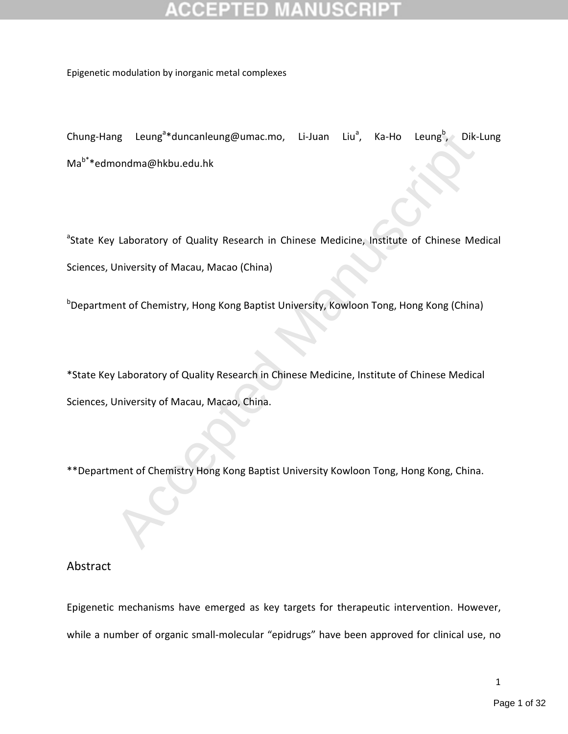Epigenetic modulation by inorganic metal complexes

Chung-Hang Leung[a]*duncanleung@umac.mo, Li-Juan Liu[a], Ka-Ho Leung[b], Dik-Lung Ma[b*]*edmondma@hkbu.edu.hk

[a]State Key Laboratory of Quality Research in Chinese Medicine, Institute of Chinese Medical Sciences, University of Macau, Macao (China)

[b]Department of Chemistry, Hong Kong Baptist University, Kowloon Tong, Hong Kong (China)

*State Key Laboratory of Quality Research in Chinese Medicine, Institute of Chinese Medical Sciences, University of Macau, Macao, China.

**Department of Chemistry Hong Kong Baptist University Kowloon Tong, Hong Kong, China.

## Abstract

Epigenetic mechanisms have emerged as key targets for therapeutic intervention. However, while a number of organic small-molecular "epidrugs" have been approved for clinical use, no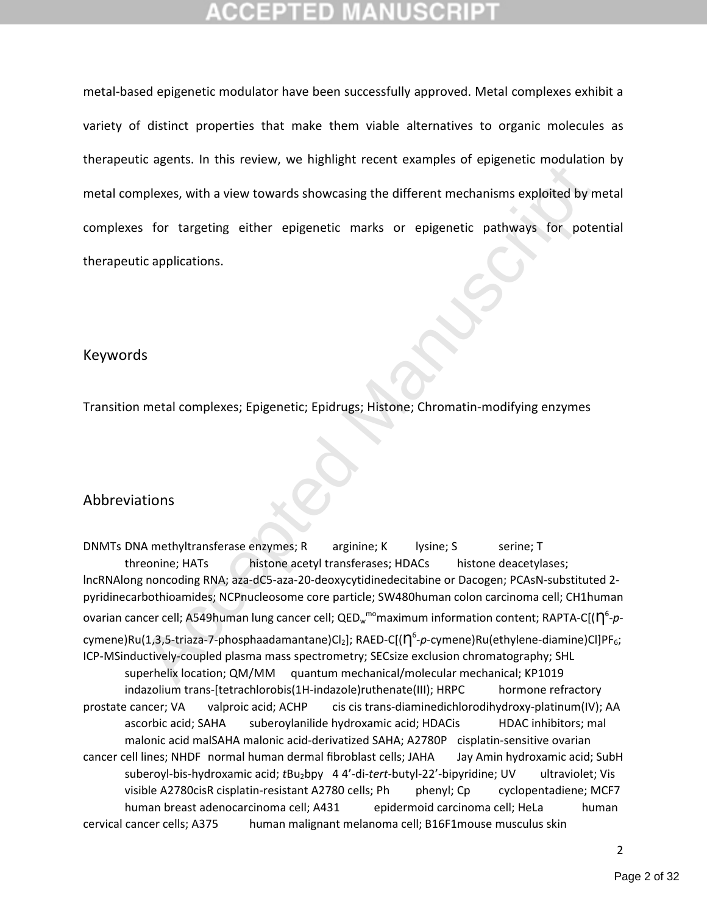metal-based epigenetic modulator have been successfully approved. Metal complexes exhibit a variety of distinct properties that make them viable alternatives to organic molecules as therapeutic agents. In this review, we highlight recent examples of epigenetic modulation by metal complexes, with a view towards showcasing the different mechanisms exploited by metal complexes for targeting either epigenetic marks or epigenetic pathways for potential therapeutic applications.

## Keywords

Transition metal complexes; Epigenetic; Epidrugs; Histone; Chromatin-modifying enzymes

## Abbreviations

DNMTs DNA methyltransferase enzymes; R arginine; K lysine; S serine; T threonine; HATs histone acetyl transferases; HDACs histone deacetylases; lncRNAlong noncoding RNA; aza-dC5-aza-20-deoxycytidinedecitabine or Dacogen; PCAsN-substituted 2-pyridinecarbothioamides; NCPnucleosome core particle; SW480human colon carcinoma cell; CH1human ovarian cancer cell; A549human lung cancer cell; $QED_w^{mo}$maximum information content; RAPTA-C[($\eta^6$-*p*-cymene)Ru(1,3,5-triaza-7-phosphaadamantane)$Cl_2$]; RAED-C[($\eta^6$-*p*-cymene)Ru(ethylene-diamine)Cl]$PF_6$; ICP-MSinductively-coupled plasma mass spectrometry; SECsize exclusion chromatography; SHL superhelix location; QM/MM quantum mechanical/molecular mechanical; KP1019 indazolium trans-[tetrachlorobis(1H-indazole)ruthenate(III); HRPC hormone refractory prostate cancer; VA valproic acid; ACHP cis cis trans-diaminedichlorodihydroxy-platinum(IV); AA ascorbic acid; SAHA suberoylanilide hydroxamic acid; HDACis HDAC inhibitors; mal malonic acid malSAHA malonic acid-derivatized SAHA; A2780P cisplatin-sensitive ovarian cancer cell lines; NHDF normal human dermal fibroblast cells; JAHA Jay Amin hydroxamic acid; SubH suberoyl-bis-hydroxamic acid; *t*$Bu_2$bpy 4 4'-di-*tert*-butyl-22'-bipyridine; UV ultraviolet; Vis visible A2780cisR cisplatin-resistant A2780 cells; Ph phenyl; Cp cyclopentadiene; MCF7 human breast adenocarcinoma cell; A431 epidermoid carcinoma cell; HeLa human cervical cancer cells; A375 human malignant melanoma cell; B16F1mouse musculus skin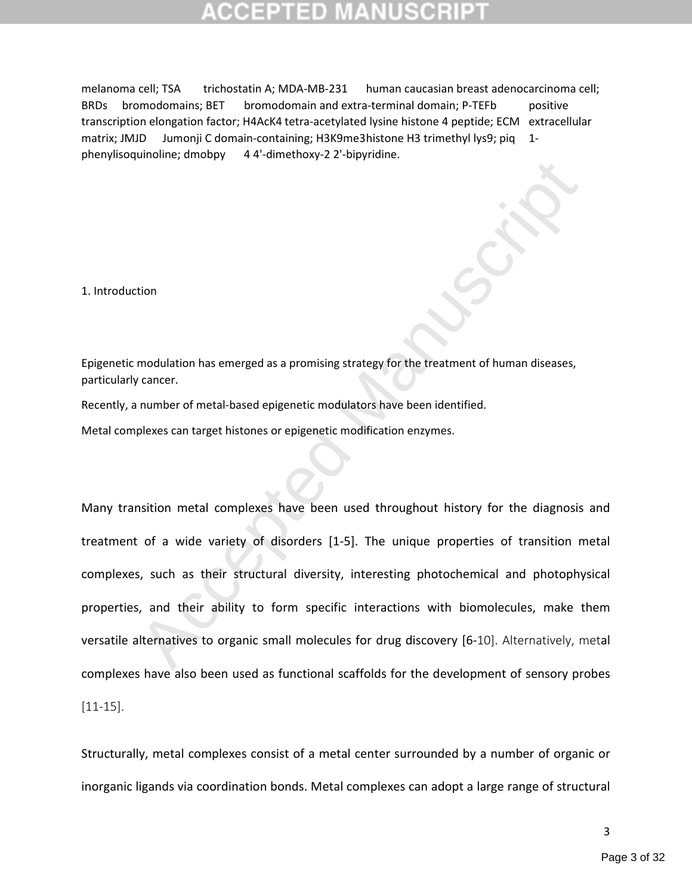melanoma cell; TSA trichostatin A; MDA-MB-231 human caucasian breast adenocarcinoma cell; BRDs bromodomains; BET bromodomain and extra-terminal domain; P-TEFb positive transcription elongation factor; H4AcK4 tetra-acetylated lysine histone 4 peptide; ECM extracellular matrix; JMJD Jumonji C domain-containing; H3K9me3histone H3 trimethyl lys9; piq 1-phenylisoquinoline; dmobpy 4 4'-dimethoxy-2 2'-bipyridine.

## 1. Introduction

Epigenetic modulation has emerged as a promising strategy for the treatment of human diseases, particularly cancer.

Recently, a number of metal-based epigenetic modulators have been identified.

Metal complexes can target histones or epigenetic modification enzymes.

Many transition metal complexes have been used throughout history for the diagnosis and treatment of a wide variety of disorders [1-5]. The unique properties of transition metal complexes, such as their structural diversity, interesting photochemical and photophysical properties, and their ability to form specific interactions with biomolecules, make them versatile alternatives to organic small molecules for drug discovery [6-10]. Alternatively, metal complexes have also been used as functional scaffolds for the development of sensory probes [11-15].

Structurally, metal complexes consist of a metal center surrounded by a number of organic or inorganic ligands via coordination bonds. Metal complexes can adopt a large range of structural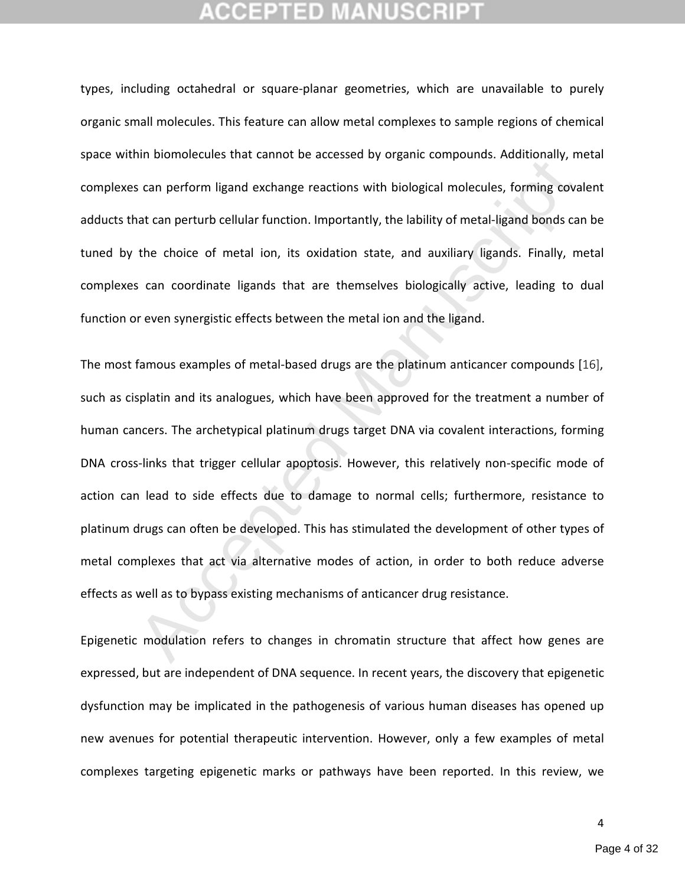types, including octahedral or square-planar geometries, which are unavailable to purely organic small molecules. This feature can allow metal complexes to sample regions of chemical space within biomolecules that cannot be accessed by organic compounds. Additionally, metal complexes can perform ligand exchange reactions with biological molecules, forming covalent adducts that can perturb cellular function. Importantly, the lability of metal-ligand bonds can be tuned by the choice of metal ion, its oxidation state, and auxiliary ligands. Finally, metal complexes can coordinate ligands that are themselves biologically active, leading to dual function or even synergistic effects between the metal ion and the ligand.

The most famous examples of metal-based drugs are the platinum anticancer compounds [16], such as cisplatin and its analogues, which have been approved for the treatment a number of human cancers. The archetypical platinum drugs target DNA via covalent interactions, forming DNA cross-links that trigger cellular apoptosis. However, this relatively non-specific mode of action can lead to side effects due to damage to normal cells; furthermore, resistance to platinum drugs can often be developed. This has stimulated the development of other types of metal complexes that act via alternative modes of action, in order to both reduce adverse effects as well as to bypass existing mechanisms of anticancer drug resistance.

Epigenetic modulation refers to changes in chromatin structure that affect how genes are expressed, but are independent of DNA sequence. In recent years, the discovery that epigenetic dysfunction may be implicated in the pathogenesis of various human diseases has opened up new avenues for potential therapeutic intervention. However, only a few examples of metal complexes targeting epigenetic marks or pathways have been reported. In this review, we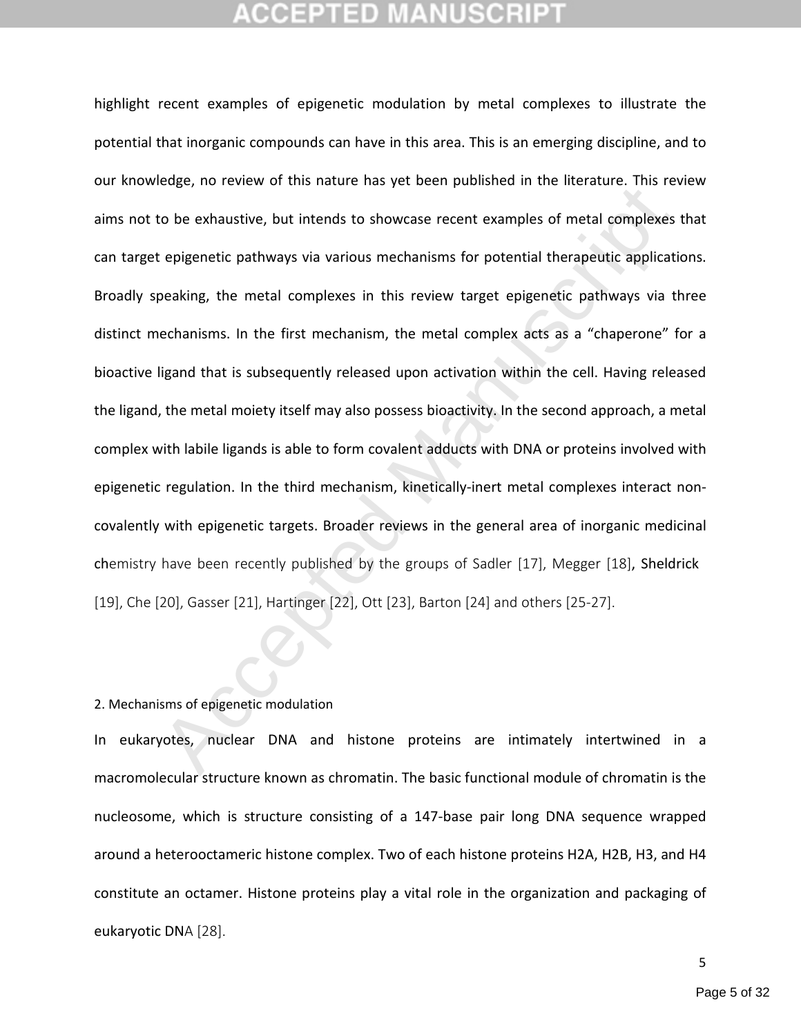highlight recent examples of epigenetic modulation by metal complexes to illustrate the potential that inorganic compounds can have in this area. This is an emerging discipline, and to our knowledge, no review of this nature has yet been published in the literature. This review aims not to be exhaustive, but intends to showcase recent examples of metal complexes that can target epigenetic pathways via various mechanisms for potential therapeutic applications. Broadly speaking, the metal complexes in this review target epigenetic pathways via three distinct mechanisms. In the first mechanism, the metal complex acts as a "chaperone" for a bioactive ligand that is subsequently released upon activation within the cell. Having released the ligand, the metal moiety itself may also possess bioactivity. In the second approach, a metal complex with labile ligands is able to form covalent adducts with DNA or proteins involved with epigenetic regulation. In the third mechanism, kinetically-inert metal complexes interact non-covalently with epigenetic targets. Broader reviews in the general area of inorganic medicinal chemistry have been recently published by the groups of Sadler [17], Megger [18], Sheldrick [19], Che [20], Gasser [21], Hartinger [22], Ott [23], Barton [24] and others [25-27].

## 2. Mechanisms of epigenetic modulation

In eukaryotes, nuclear DNA and histone proteins are intimately intertwined in a macromolecular structure known as chromatin. The basic functional module of chromatin is the nucleosome, which is structure consisting of a 147-base pair long DNA sequence wrapped around a heterooctameric histone complex. Two of each histone proteins H2A, H2B, H3, and H4 constitute an octamer. Histone proteins play a vital role in the organization and packaging of eukaryotic DNA [28].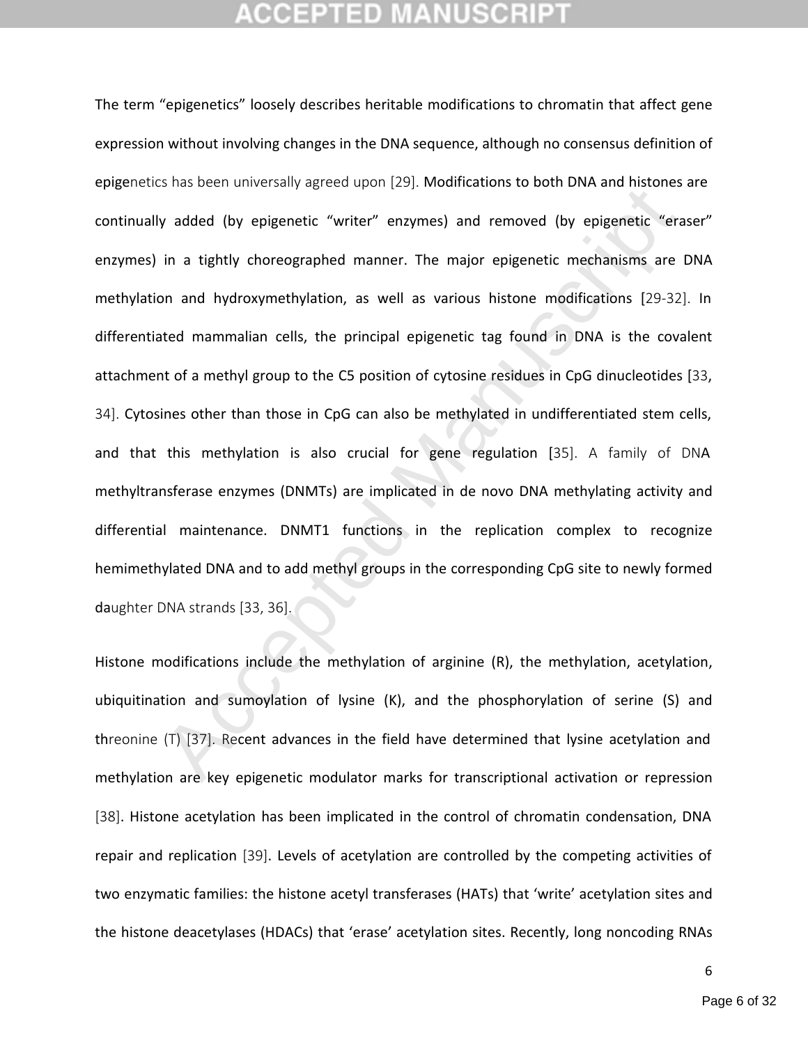The term "epigenetics" loosely describes heritable modifications to chromatin that affect gene expression without involving changes in the DNA sequence, although no consensus definition of epigenetics has been universally agreed upon [29]. Modifications to both DNA and histones are continually added (by epigenetic "writer" enzymes) and removed (by epigenetic "eraser" enzymes) in a tightly choreographed manner. The major epigenetic mechanisms are DNA methylation and hydroxymethylation, as well as various histone modifications [29-32]. In differentiated mammalian cells, the principal epigenetic tag found in DNA is the covalent attachment of a methyl group to the C5 position of cytosine residues in CpG dinucleotides [33, 34]. Cytosines other than those in CpG can also be methylated in undifferentiated stem cells, and that this methylation is also crucial for gene regulation [35]. A family of DNA methyltransferase enzymes (DNMTs) are implicated in de novo DNA methylating activity and differential maintenance. DNMT1 functions in the replication complex to recognize hemimethylated DNA and to add methyl groups in the corresponding CpG site to newly formed daughter DNA strands [33, 36].

Histone modifications include the methylation of arginine (R), the methylation, acetylation, ubiquitination and sumoylation of lysine (K), and the phosphorylation of serine (S) and threonine (T) [37]. Recent advances in the field have determined that lysine acetylation and methylation are key epigenetic modulator marks for transcriptional activation or repression [38]. Histone acetylation has been implicated in the control of chromatin condensation, DNA repair and replication [39]. Levels of acetylation are controlled by the competing activities of two enzymatic families: the histone acetyl transferases (HATs) that 'write' acetylation sites and the histone deacetylases (HDACs) that 'erase' acetylation sites. Recently, long noncoding RNAs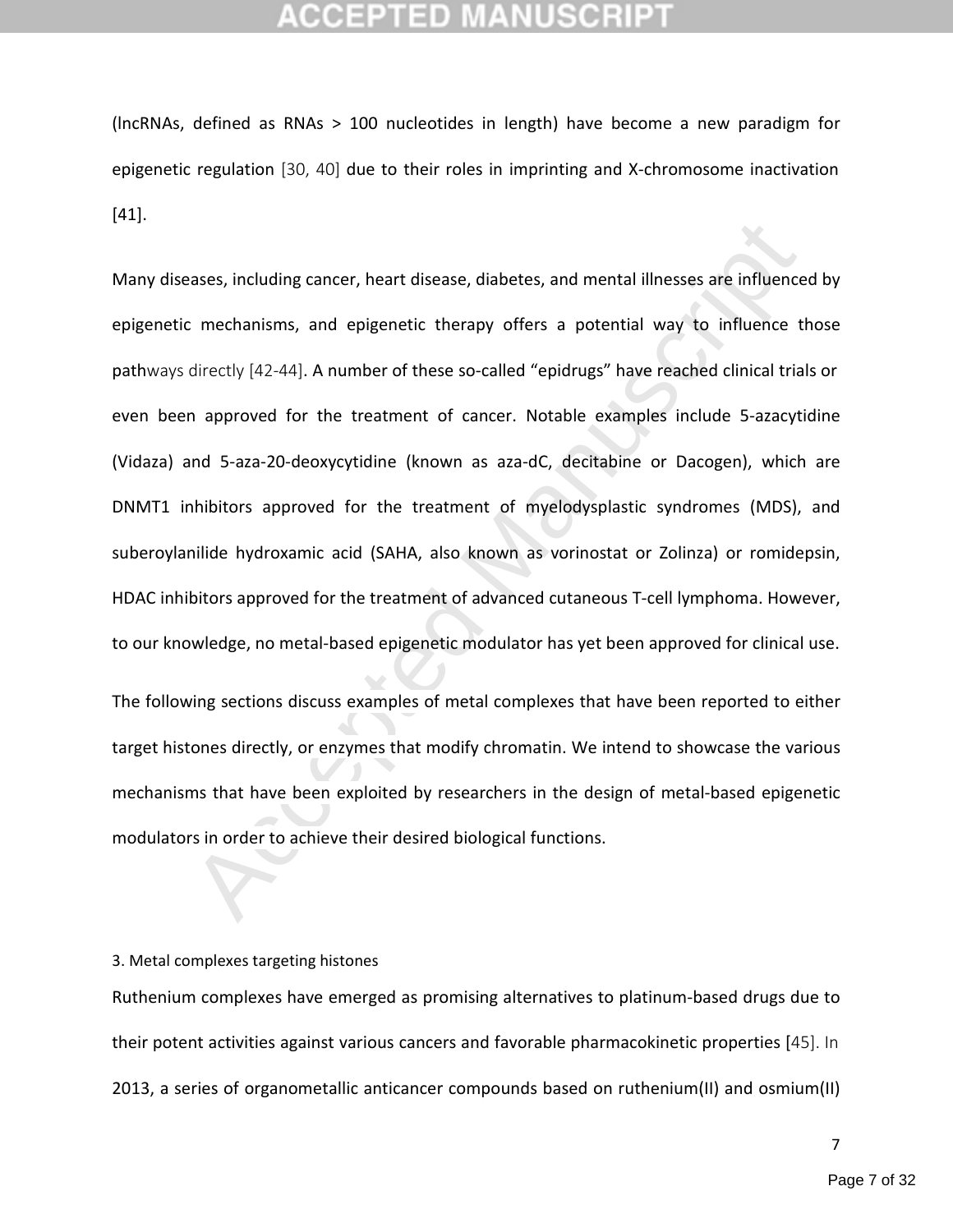(lncRNAs, defined as RNAs > 100 nucleotides in length) have become a new paradigm for epigenetic regulation [30, 40] due to their roles in imprinting and X-chromosome inactivation [41].

Many diseases, including cancer, heart disease, diabetes, and mental illnesses are influenced by epigenetic mechanisms, and epigenetic therapy offers a potential way to influence those pathways directly [42-44]. A number of these so-called "epidrugs" have reached clinical trials or even been approved for the treatment of cancer. Notable examples include 5-azacytidine (Vidaza) and 5-aza-20-deoxycytidine (known as aza-dC, decitabine or Dacogen), which are DNMT1 inhibitors approved for the treatment of myelodysplastic syndromes (MDS), and suberoylanilide hydroxamic acid (SAHA, also known as vorinostat or Zolinza) or romidepsin, HDAC inhibitors approved for the treatment of advanced cutaneous T-cell lymphoma. However, to our knowledge, no metal-based epigenetic modulator has yet been approved for clinical use.

The following sections discuss examples of metal complexes that have been reported to either target histones directly, or enzymes that modify chromatin. We intend to showcase the various mechanisms that have been exploited by researchers in the design of metal-based epigenetic modulators in order to achieve their desired biological functions.

## 3. Metal complexes targeting histones

Ruthenium complexes have emerged as promising alternatives to platinum-based drugs due to their potent activities against various cancers and favorable pharmacokinetic properties [45]. In 2013, a series of organometallic anticancer compounds based on ruthenium(II) and osmium(II)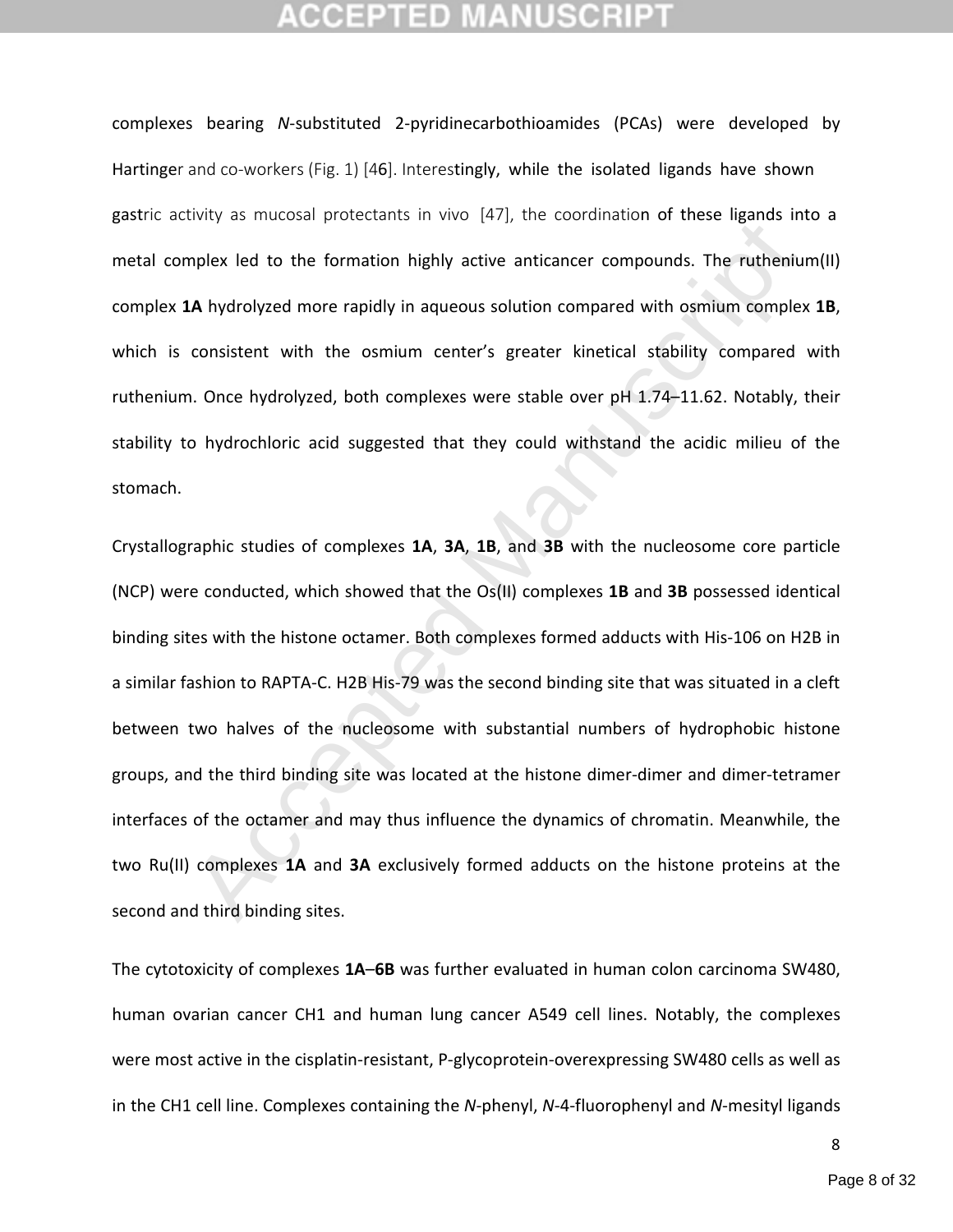complexes bearing *N*-substituted 2-pyridinecarbothioamides (PCAs) were developed by Hartinger and co-workers (Fig. 1) [46]. Interestingly, while the isolated ligands have shown gastric activity as mucosal protectants in vivo [47], the coordination of these ligands into a metal complex led to the formation highly active anticancer compounds. The ruthenium(II) complex **1A** hydrolyzed more rapidly in aqueous solution compared with osmium complex **1B**, which is consistent with the osmium center's greater kinetical stability compared with ruthenium. Once hydrolyzed, both complexes were stable over pH 1.74–11.62. Notably, their stability to hydrochloric acid suggested that they could withstand the acidic milieu of the stomach.

Crystallographic studies of complexes **1A**, **3A**, **1B**, and **3B** with the nucleosome core particle (NCP) were conducted, which showed that the Os(II) complexes **1B** and **3B** possessed identical binding sites with the histone octamer. Both complexes formed adducts with His-106 on H2B in a similar fashion to RAPTA-C. H2B His-79 was the second binding site that was situated in a cleft between two halves of the nucleosome with substantial numbers of hydrophobic histone groups, and the third binding site was located at the histone dimer-dimer and dimer-tetramer interfaces of the octamer and may thus influence the dynamics of chromatin. Meanwhile, the two Ru(II) complexes **1A** and **3A** exclusively formed adducts on the histone proteins at the second and third binding sites.

The cytotoxicity of complexes **1A**–**6B** was further evaluated in human colon carcinoma SW480, human ovarian cancer CH1 and human lung cancer A549 cell lines. Notably, the complexes were most active in the cisplatin-resistant, P-glycoprotein-overexpressing SW480 cells as well as in the CH1 cell line. Complexes containing the *N*-phenyl, *N*-4-fluorophenyl and *N*-mesityl ligands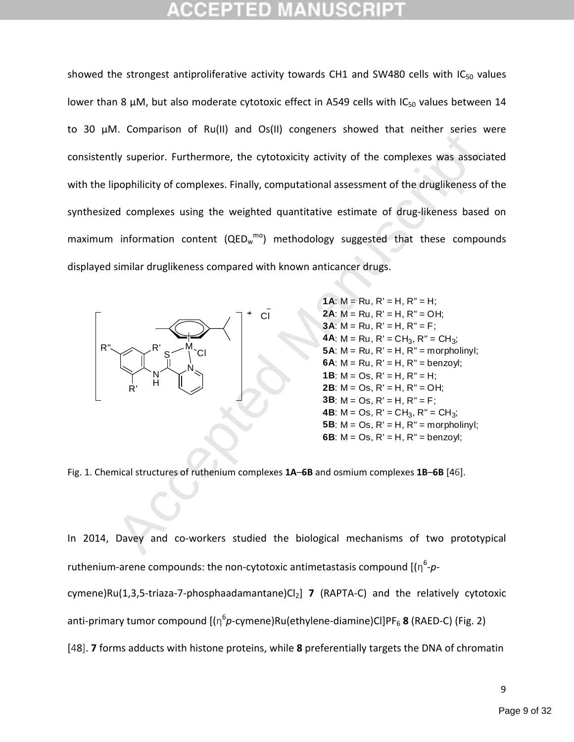showed the strongest antiproliferative activity towards CH1 and SW480 cells with $IC_{50}$ values lower than 8 μM, but also moderate cytotoxic effect in A549 cells with $IC_{50}$ values between 14 to 30 μM. Comparison of Ru(II) and Os(II) congeners showed that neither series were consistently superior. Furthermore, the cytotoxicity activity of the complexes was associated with the lipophilicity of complexes. Finally, computational assessment of the druglikeness of the synthesized complexes using the weighted quantitative estimate of drug-likeness based on maximum information content ($QED_w^{mo}$) methodology suggested that these compounds displayed similar druglikeness compared with known anticancer drugs.

**1A**: M = Ru, R' = H, R" = H;
**2A**: M = Ru, R' = H, R" = OH;
**3A**: M = Ru, R' = H, R" = F;
**4A**: M = Ru, R' = $CH_3$, R" = $CH_3$;
**5A**: M = Ru, R' = H, R" = morpholinyl;
**6A**: M = Ru, R' = H, R" = benzoyl;
**1B**: M = Os, R' = H, R" = H;
**2B**: M = Os, R' = H, R" = OH;
**3B**: M = Os, R' = H, R" = F;
**4B**: M = Os, R' = $CH_3$, R" = $CH_3$;
**5B**: M = Os, R' = H, R" = morpholinyl;
**6B**: M = Os, R' = H, R" = benzoyl;

Fig. 1. Chemical structures of ruthenium complexes **1A**–**6B** and osmium complexes **1B**–**6B** [46].

In 2014, Davey and co-workers studied the biological mechanisms of two prototypical ruthenium-arene compounds: the non-cytotoxic antimetastasis compound [($\eta^6$-*p*-cymene)Ru(1,3,5-triaza-7-phosphaadamantane)$Cl_2$] **7** (RAPTA-C) and the relatively cytotoxic anti-primary tumor compound [($\eta^6$*p*-cymene)Ru(ethylene-diamine)Cl]$PF_6$ **8** (RAED-C) (Fig. 2) [48]. **7** forms adducts with histone proteins, while **8** preferentially targets the DNA of chromatin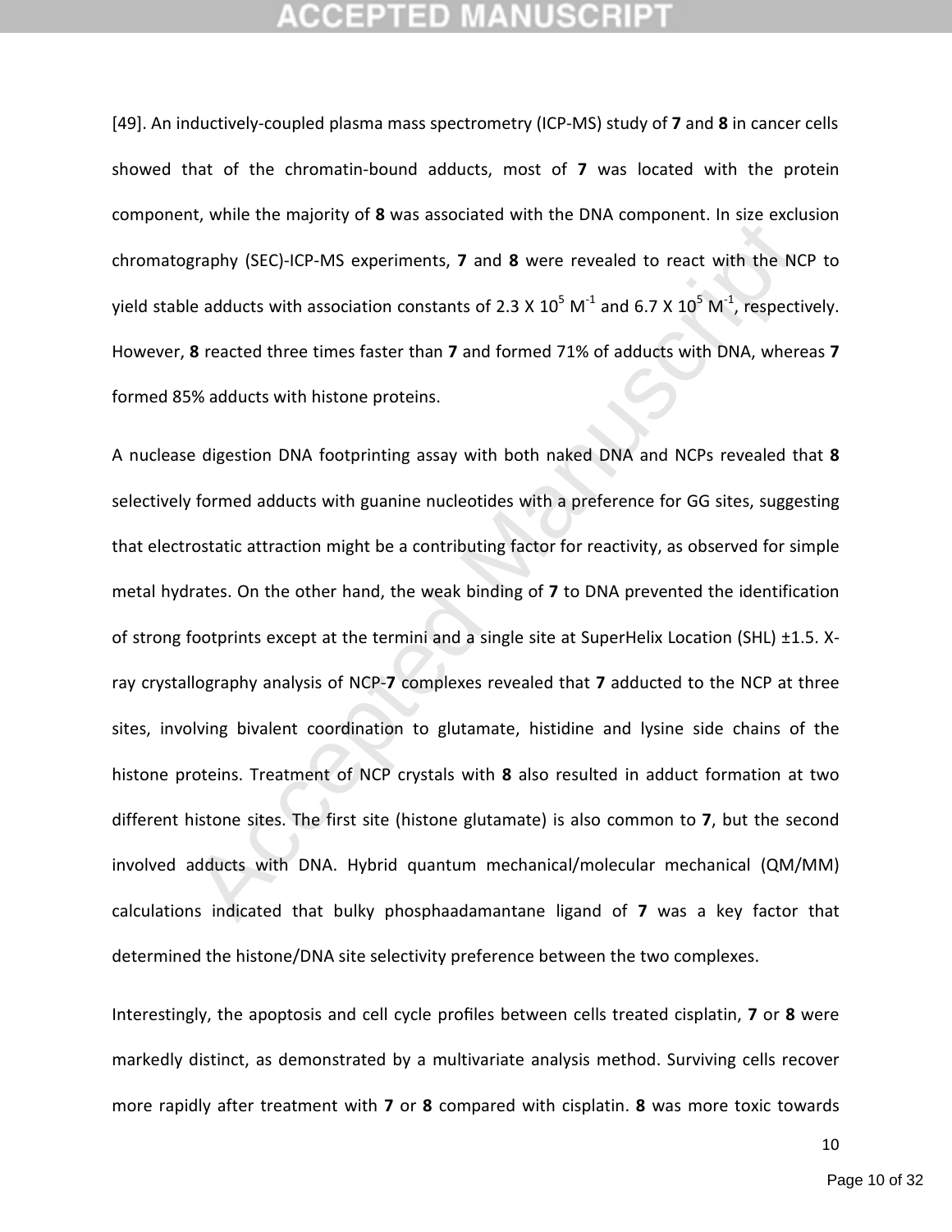[49]. An inductively-coupled plasma mass spectrometry (ICP-MS) study of **7** and **8** in cancer cells showed that of the chromatin-bound adducts, most of **7** was located with the protein component, while the majority of **8** was associated with the DNA component. In size exclusion chromatography (SEC)-ICP-MS experiments, **7** and **8** were revealed to react with the NCP to yield stable adducts with association constants of 2.3 X $10^5$ $M^{-1}$ and 6.7 X $10^5$ $M^{-1}$, respectively. However, **8** reacted three times faster than **7** and formed 71% of adducts with DNA, whereas **7** formed 85% adducts with histone proteins.

A nuclease digestion DNA footprinting assay with both naked DNA and NCPs revealed that **8** selectively formed adducts with guanine nucleotides with a preference for GG sites, suggesting that electrostatic attraction might be a contributing factor for reactivity, as observed for simple metal hydrates. On the other hand, the weak binding of **7** to DNA prevented the identification of strong footprints except at the termini and a single site at SuperHelix Location (SHL) ±1.5. X-ray crystallography analysis of NCP-**7** complexes revealed that **7** adducted to the NCP at three sites, involving bivalent coordination to glutamate, histidine and lysine side chains of the histone proteins. Treatment of NCP crystals with **8** also resulted in adduct formation at two different histone sites. The first site (histone glutamate) is also common to **7**, but the second involved adducts with DNA. Hybrid quantum mechanical/molecular mechanical (QM/MM) calculations indicated that bulky phosphaadamantane ligand of **7** was a key factor that determined the histone/DNA site selectivity preference between the two complexes.

Interestingly, the apoptosis and cell cycle profiles between cells treated cisplatin, **7** or **8** were markedly distinct, as demonstrated by a multivariate analysis method. Surviving cells recover more rapidly after treatment with **7** or **8** compared with cisplatin. **8** was more toxic towards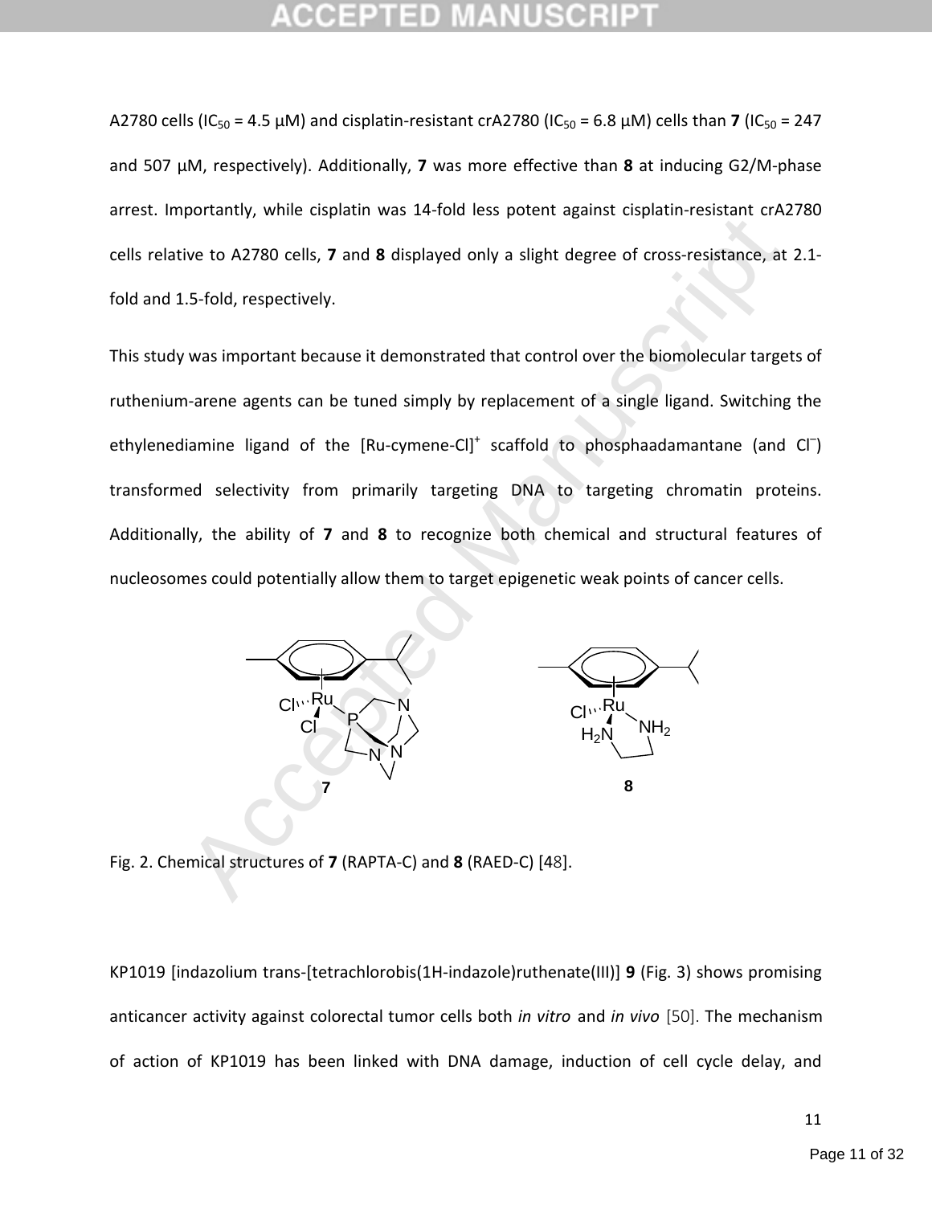A2780 cells ($IC_{50}$ = 4.5 μM) and cisplatin-resistant crA2780 ($IC_{50}$ = 6.8 μM) cells than **7** ($IC_{50}$ = 247 and 507 μM, respectively). Additionally, **7** was more effective than **8** at inducing G2/M-phase arrest. Importantly, while cisplatin was 14-fold less potent against cisplatin-resistant crA2780 cells relative to A2780 cells, **7** and **8** displayed only a slight degree of cross-resistance, at 2.1-fold and 1.5-fold, respectively.

This study was important because it demonstrated that control over the biomolecular targets of ruthenium-arene agents can be tuned simply by replacement of a single ligand. Switching the ethylenediamine ligand of the $[Ru\text{-cymene-Cl}]^{+}$ scaffold to phosphaadamantane (and $Cl^{-}$) transformed selectivity from primarily targeting DNA to targeting chromatin proteins. Additionally, the ability of **7** and **8** to recognize both chemical and structural features of nucleosomes could potentially allow them to target epigenetic weak points of cancer cells.

Fig. 2. Chemical structures of **7** (RAPTA-C) and **8** (RAED-C) [48].

KP1019 [indazolium trans-[tetrachlorobis(1H-indazole)ruthenate(III)] **9** (Fig. 3) shows promising anticancer activity against colorectal tumor cells both *in vitro* and *in vivo* [50]. The mechanism of action of KP1019 has been linked with DNA damage, induction of cell cycle delay, and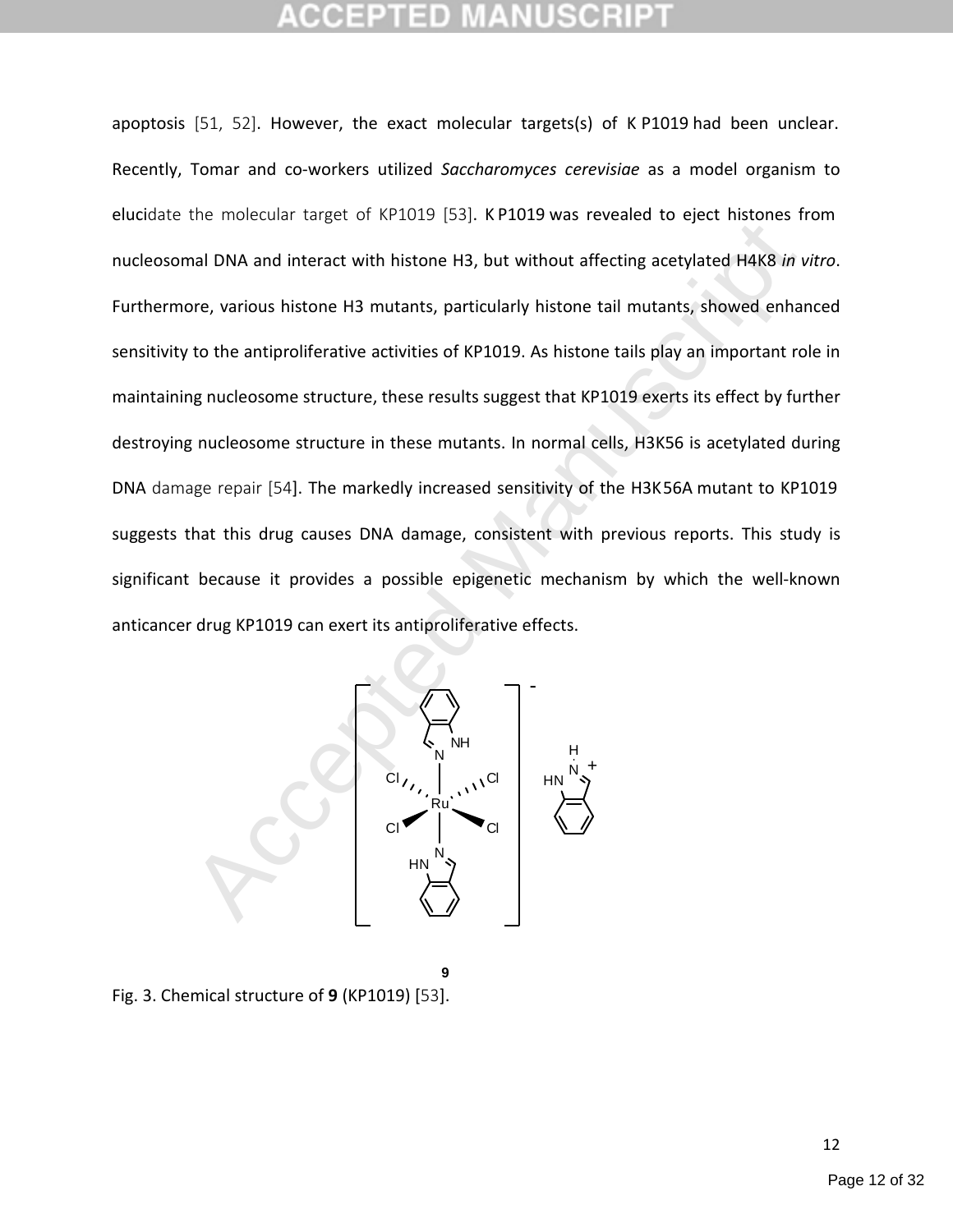apoptosis [51, 52]. However, the exact molecular targets(s) of KP1019 had been unclear. Recently, Tomar and co-workers utilized *Saccharomyces cerevisiae* as a model organism to elucidate the molecular target of KP1019 [53]. KP1019 was revealed to eject histones from nucleosomal DNA and interact with histone H3, but without affecting acetylated H4K8 *in vitro*. Furthermore, various histone H3 mutants, particularly histone tail mutants, showed enhanced sensitivity to the antiproliferative activities of KP1019. As histone tails play an important role in maintaining nucleosome structure, these results suggest that KP1019 exerts its effect by further destroying nucleosome structure in these mutants. In normal cells, H3K56 is acetylated during DNA damage repair [54]. The markedly increased sensitivity of the H3K56A mutant to KP1019 suggests that this drug causes DNA damage, consistent with previous reports. This study is significant because it provides a possible epigenetic mechanism by which the well-known anticancer drug KP1019 can exert its antiproliferative effects.

**9**

Fig. 3. Chemical structure of **9** (KP1019) [53].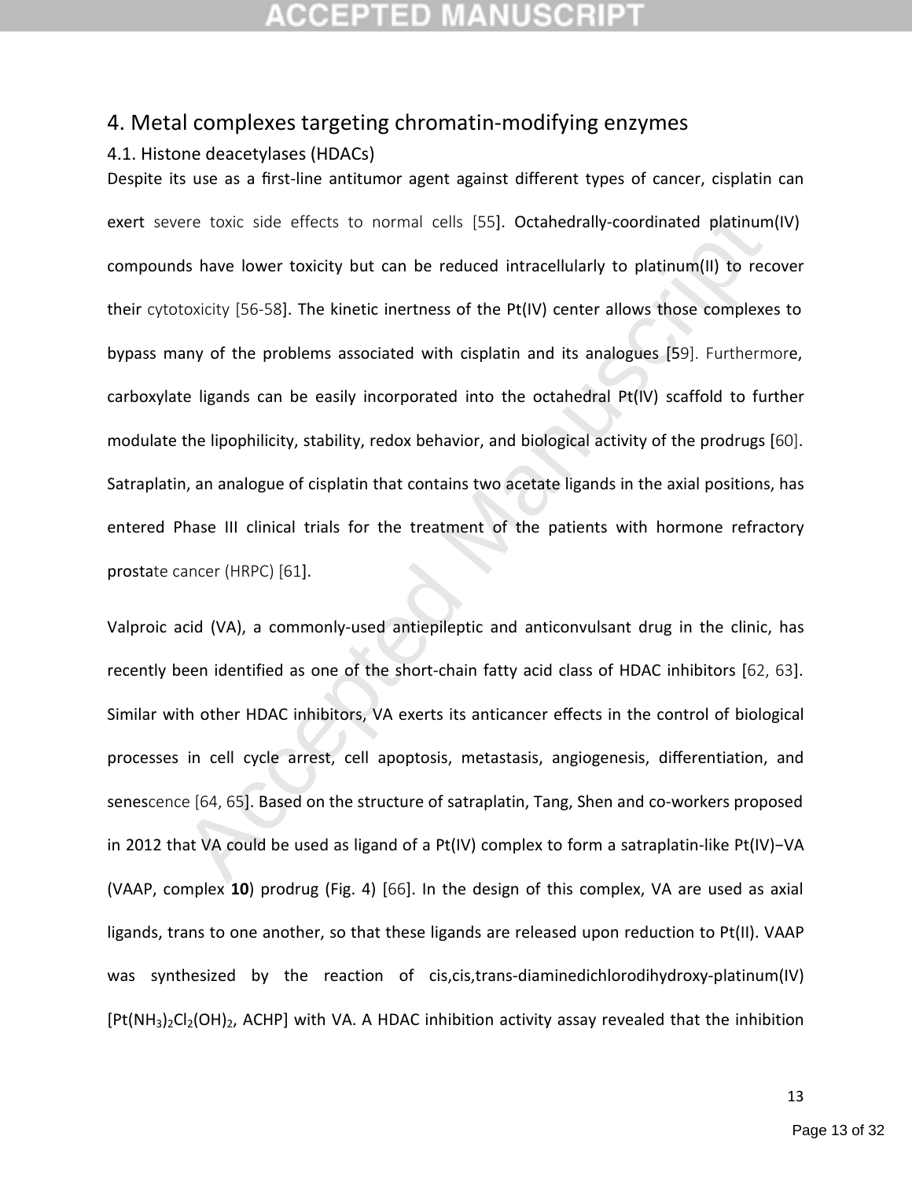## 4. Metal complexes targeting chromatin-modifying enzymes

### 4.1. Histone deacetylases (HDACs)

Despite its use as a first-line antitumor agent against different types of cancer, cisplatin can exert severe toxic side effects to normal cells [55]. Octahedrally-coordinated platinum(IV) compounds have lower toxicity but can be reduced intracellularly to platinum(II) to recover their cytotoxicity [56-58]. The kinetic inertness of the Pt(IV) center allows those complexes to bypass many of the problems associated with cisplatin and its analogues [59]. Furthermore, carboxylate ligands can be easily incorporated into the octahedral Pt(IV) scaffold to further modulate the lipophilicity, stability, redox behavior, and biological activity of the prodrugs [60]. Satraplatin, an analogue of cisplatin that contains two acetate ligands in the axial positions, has entered Phase III clinical trials for the treatment of the patients with hormone refractory prostate cancer (HRPC) [61].

Valproic acid (VA), a commonly-used antiepileptic and anticonvulsant drug in the clinic, has recently been identified as one of the short-chain fatty acid class of HDAC inhibitors [62, 63]. Similar with other HDAC inhibitors, VA exerts its anticancer effects in the control of biological processes in cell cycle arrest, cell apoptosis, metastasis, angiogenesis, differentiation, and senescence [64, 65]. Based on the structure of satraplatin, Tang, Shen and co-workers proposed in 2012 that VA could be used as ligand of a Pt(IV) complex to form a satraplatin-like Pt(IV)−VA (VAAP, complex **10**) prodrug (Fig. 4) [66]. In the design of this complex, VA are used as axial ligands, trans to one another, so that these ligands are released upon reduction to Pt(II). VAAP was synthesized by the reaction of cis,cis,trans-diaminedichlorodihydroxy-platinum(IV) [$Pt(NH_3)_2Cl_2(OH)_2$, ACHP] with VA. A HDAC inhibition activity assay revealed that the inhibition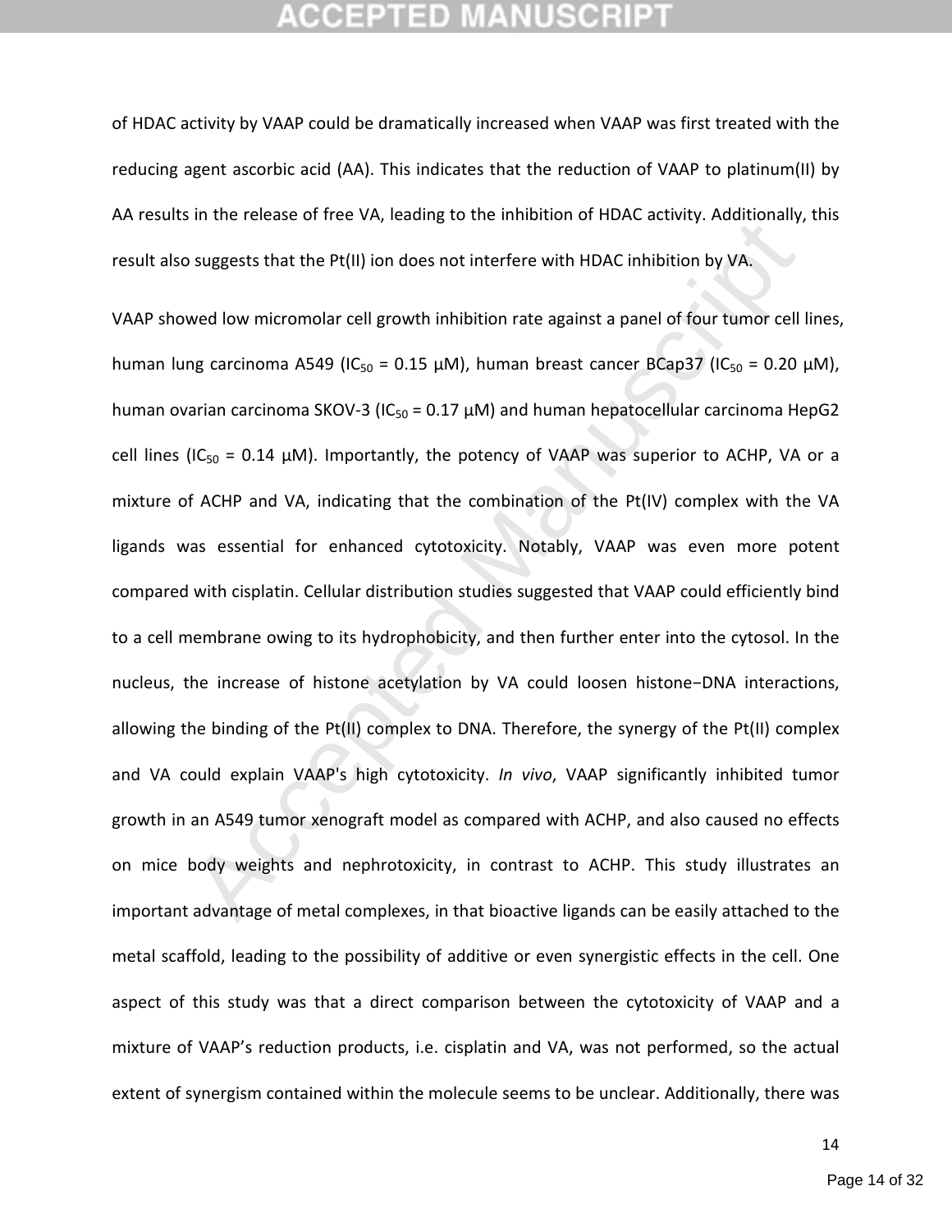of HDAC activity by VAAP could be dramatically increased when VAAP was first treated with the reducing agent ascorbic acid (AA). This indicates that the reduction of VAAP to platinum(II) by AA results in the release of free VA, leading to the inhibition of HDAC activity. Additionally, this result also suggests that the Pt(II) ion does not interfere with HDAC inhibition by VA.

VAAP showed low micromolar cell growth inhibition rate against a panel of four tumor cell lines, human lung carcinoma A549 ($IC_{50}$ = 0.15 μM), human breast cancer BCap37 ($IC_{50}$ = 0.20 μM), human ovarian carcinoma SKOV-3 ($IC_{50}$ = 0.17 μM) and human hepatocellular carcinoma HepG2 cell lines ($IC_{50}$ = 0.14 μM). Importantly, the potency of VAAP was superior to ACHP, VA or a mixture of ACHP and VA, indicating that the combination of the Pt(IV) complex with the VA ligands was essential for enhanced cytotoxicity. Notably, VAAP was even more potent compared with cisplatin. Cellular distribution studies suggested that VAAP could efficiently bind to a cell membrane owing to its hydrophobicity, and then further enter into the cytosol. In the nucleus, the increase of histone acetylation by VA could loosen histone−DNA interactions, allowing the binding of the Pt(II) complex to DNA. Therefore, the synergy of the Pt(II) complex and VA could explain VAAP's high cytotoxicity. *In vivo*, VAAP significantly inhibited tumor growth in an A549 tumor xenograft model as compared with ACHP, and also caused no effects on mice body weights and nephrotoxicity, in contrast to ACHP. This study illustrates an important advantage of metal complexes, in that bioactive ligands can be easily attached to the metal scaffold, leading to the possibility of additive or even synergistic effects in the cell. One aspect of this study was that a direct comparison between the cytotoxicity of VAAP and a mixture of VAAP's reduction products, i.e. cisplatin and VA, was not performed, so the actual extent of synergism contained within the molecule seems to be unclear. Additionally, there was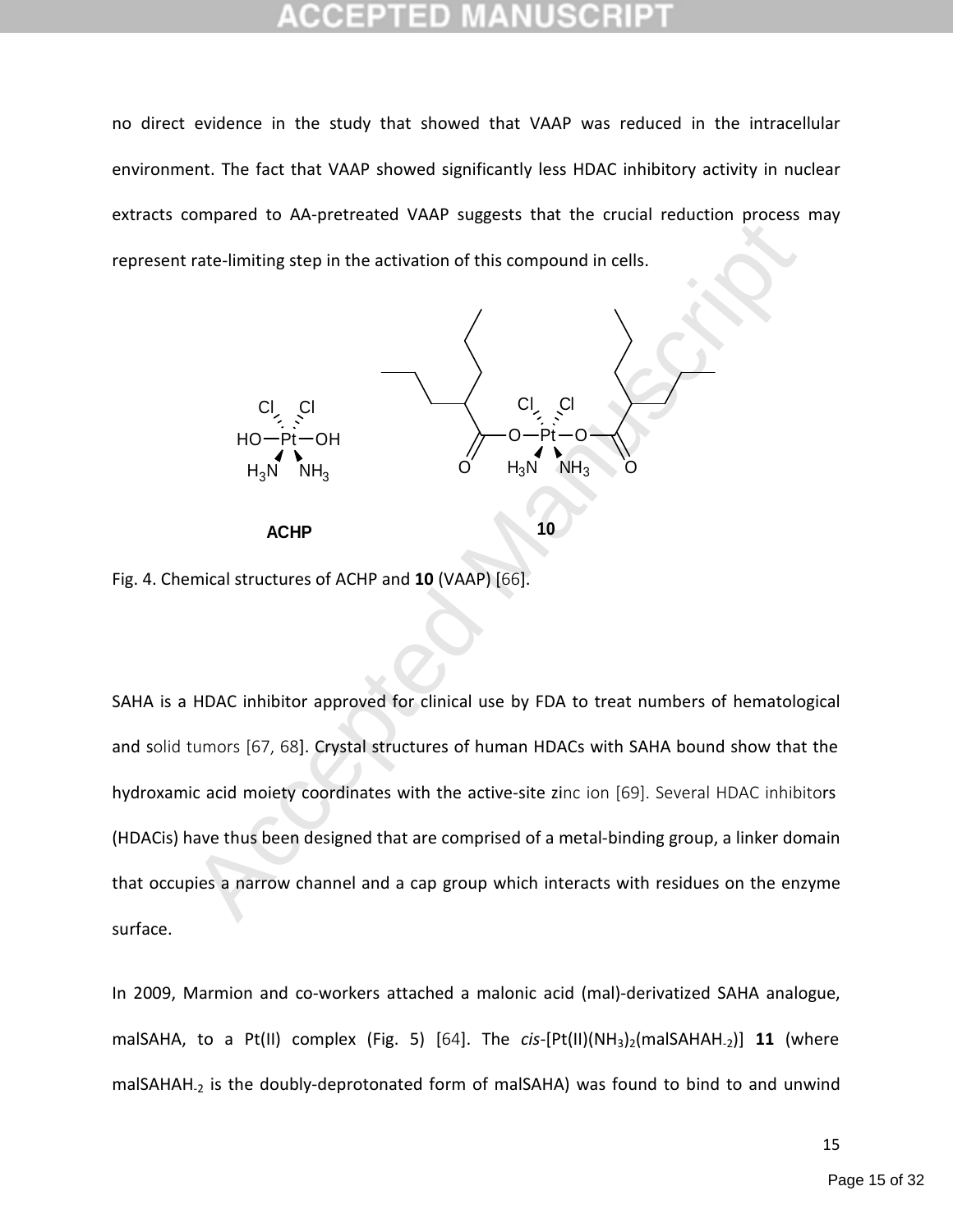no direct evidence in the study that showed that VAAP was reduced in the intracellular environment. The fact that VAAP showed significantly less HDAC inhibitory activity in nuclear extracts compared to AA-pretreated VAAP suggests that the crucial reduction process may represent rate-limiting step in the activation of this compound in cells.

Fig. 4. Chemical structures of ACHP and **10** (VAAP) [66].

SAHA is a HDAC inhibitor approved for clinical use by FDA to treat numbers of hematological and solid tumors [67, 68]. Crystal structures of human HDACs with SAHA bound show that the hydroxamic acid moiety coordinates with the active-site zinc ion [69]. Several HDAC inhibitors (HDACis) have thus been designed that are comprised of a metal-binding group, a linker domain that occupies a narrow channel and a cap group which interacts with residues on the enzyme surface.

In 2009, Marmion and co-workers attached a malonic acid (mal)-derivatized SAHA analogue, malSAHA, to a Pt(II) complex (Fig. 5) [64]. The *cis*-[Pt(II)$(NH_3)_2$(malSAHA$H_{-2}$)] **11** (where malSAHA$H_{-2}$ is the doubly-deprotonated form of malSAHA) was found to bind to and unwind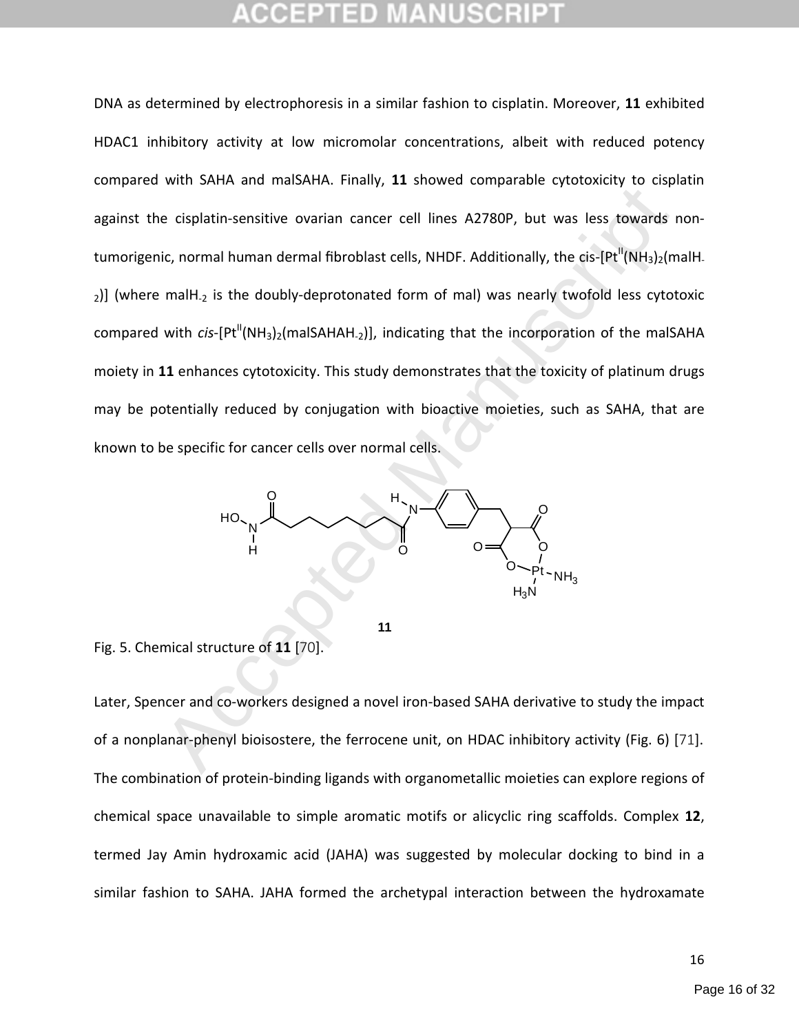DNA as determined by electrophoresis in a similar fashion to cisplatin. Moreover, **11** exhibited HDAC1 inhibitory activity at low micromolar concentrations, albeit with reduced potency compared with SAHA and malSAHA. Finally, **11** showed comparable cytotoxicity to cisplatin against the cisplatin-sensitive ovarian cancer cell lines A2780P, but was less towards non-tumorigenic, normal human dermal fibroblast cells, NHDF. Additionally, the cis-[$Pt^{II}(NH_3)_2$(mal$H_{-2}$)] (where mal$H_{-2}$ is the doubly-deprotonated form of mal) was nearly twofold less cytotoxic compared with *cis*-[$Pt^{II}(NH_3)_2$(malSAHA$H_{-2}$)], indicating that the incorporation of the malSAHA moiety in **11** enhances cytotoxicity. This study demonstrates that the toxicity of platinum drugs may be potentially reduced by conjugation with bioactive moieties, such as SAHA, that are known to be specific for cancer cells over normal cells.

**11**

Fig. 5. Chemical structure of **11** [70].

Later, Spencer and co-workers designed a novel iron-based SAHA derivative to study the impact of a nonplanar-phenyl bioisostere, the ferrocene unit, on HDAC inhibitory activity (Fig. 6) [71]. The combination of protein-binding ligands with organometallic moieties can explore regions of chemical space unavailable to simple aromatic motifs or alicyclic ring scaffolds. Complex **12**, termed Jay Amin hydroxamic acid (JAHA) was suggested by molecular docking to bind in a similar fashion to SAHA. JAHA formed the archetypal interaction between the hydroxamate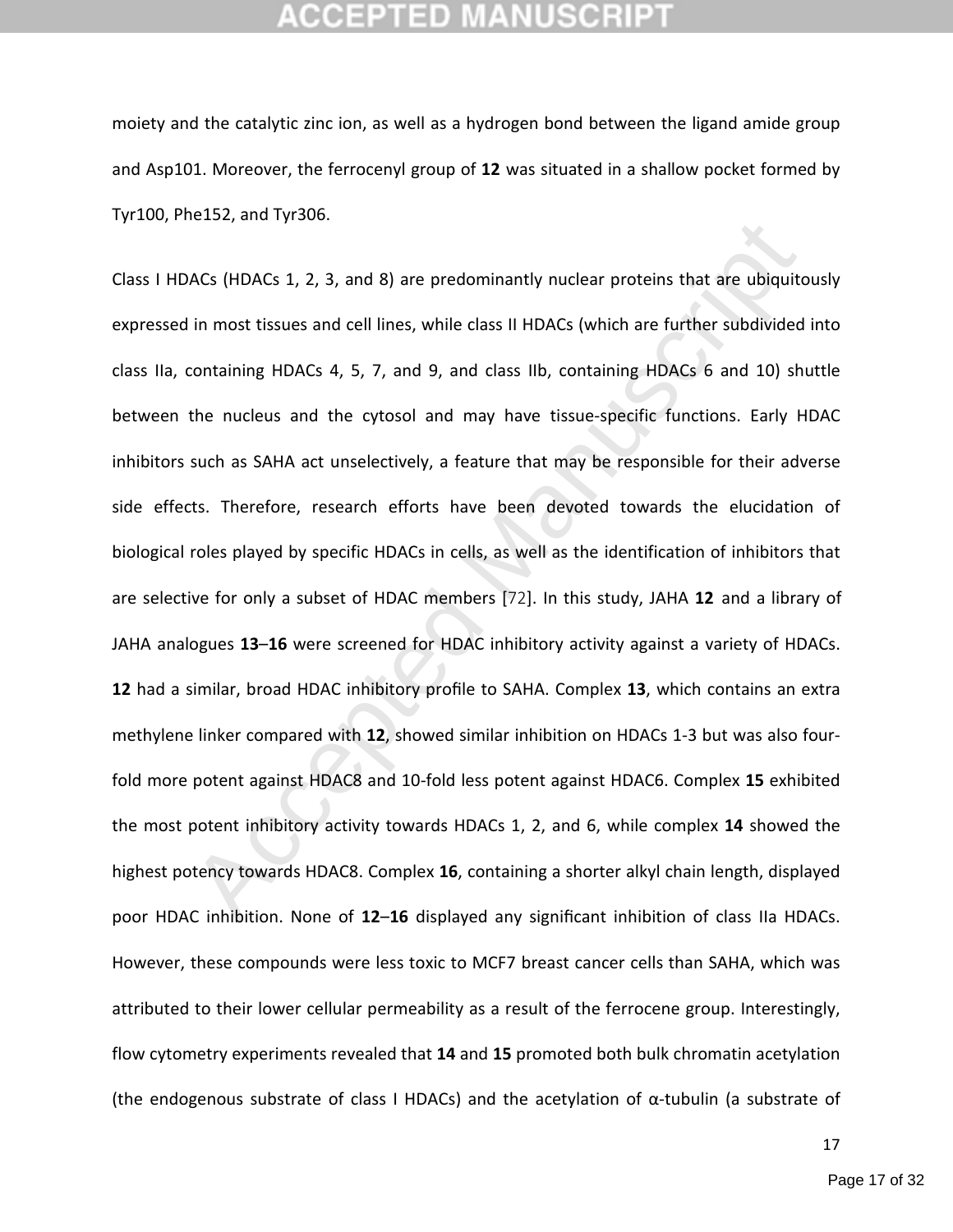moiety and the catalytic zinc ion, as well as a hydrogen bond between the ligand amide group and Asp101. Moreover, the ferrocenyl group of **12** was situated in a shallow pocket formed by Tyr100, Phe152, and Tyr306.

Class I HDACs (HDACs 1, 2, 3, and 8) are predominantly nuclear proteins that are ubiquitously expressed in most tissues and cell lines, while class II HDACs (which are further subdivided into class IIa, containing HDACs 4, 5, 7, and 9, and class IIb, containing HDACs 6 and 10) shuttle between the nucleus and the cytosol and may have tissue-specific functions. Early HDAC inhibitors such as SAHA act unselectively, a feature that may be responsible for their adverse side effects. Therefore, research efforts have been devoted towards the elucidation of biological roles played by specific HDACs in cells, as well as the identification of inhibitors that are selective for only a subset of HDAC members [72]. In this study, JAHA **12** and a library of JAHA analogues **13**–**16** were screened for HDAC inhibitory activity against a variety of HDACs. **12** had a similar, broad HDAC inhibitory profile to SAHA. Complex **13**, which contains an extra methylene linker compared with **12**, showed similar inhibition on HDACs 1-3 but was also four-fold more potent against HDAC8 and 10-fold less potent against HDAC6. Complex **15** exhibited the most potent inhibitory activity towards HDACs 1, 2, and 6, while complex **14** showed the highest potency towards HDAC8. Complex **16**, containing a shorter alkyl chain length, displayed poor HDAC inhibition. None of **12**–**16** displayed any significant inhibition of class IIa HDACs. However, these compounds were less toxic to MCF7 breast cancer cells than SAHA, which was attributed to their lower cellular permeability as a result of the ferrocene group. Interestingly, flow cytometry experiments revealed that **14** and **15** promoted both bulk chromatin acetylation (the endogenous substrate of class I HDACs) and the acetylation of α-tubulin (a substrate of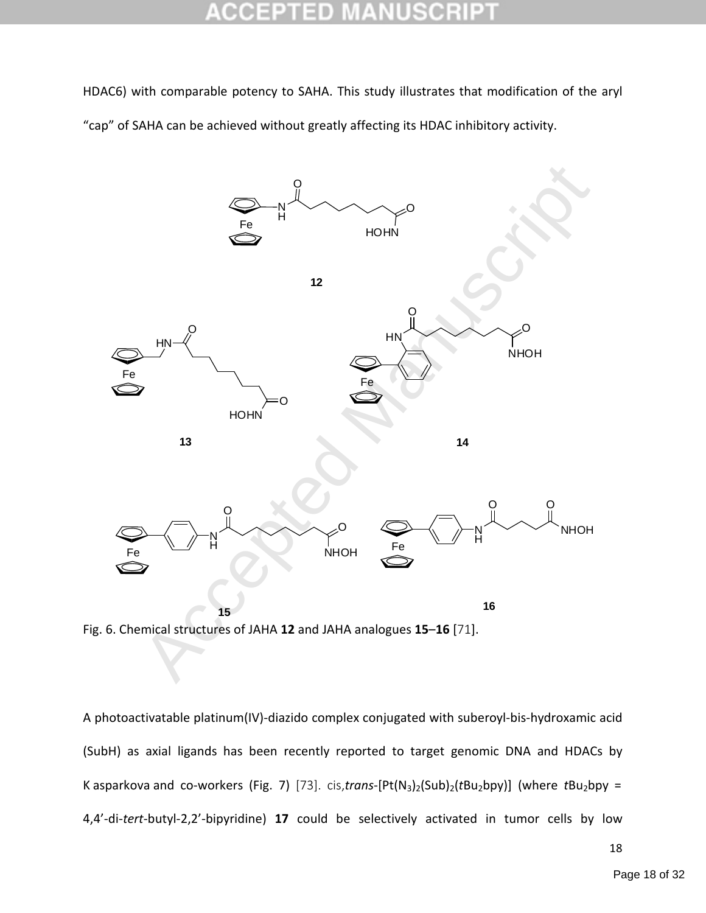HDAC6) with comparable potency to SAHA. This study illustrates that modification of the aryl "cap" of SAHA can be achieved without greatly affecting its HDAC inhibitory activity.

Fig. 6. Chemical structures of JAHA **12** and JAHA analogues **15**–**16** [71].

A photoactivatable platinum(IV)-diazido complex conjugated with suberoyl-bis-hydroxamic acid (SubH) as axial ligands has been recently reported to target genomic DNA and HDACs by Kasparkova and co-workers (Fig. 7) [73]. cis,*trans*-[Pt($N_3$)$_2$(Sub)$_2$(*t*$Bu_2$bpy)] (where *t*$Bu_2$bpy = 4,4'-di-*tert*-butyl-2,2'-bipyridine) **17** could be selectively activated in tumor cells by low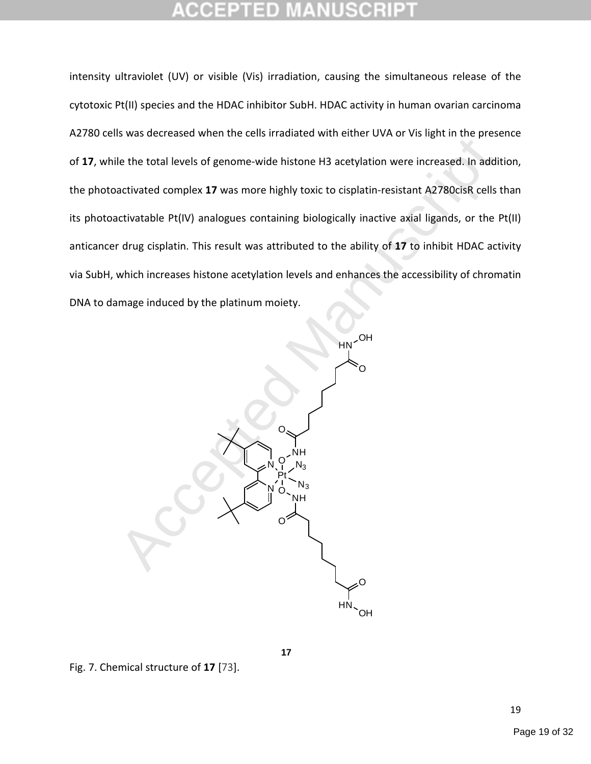intensity ultraviolet (UV) or visible (Vis) irradiation, causing the simultaneous release of the cytotoxic Pt(II) species and the HDAC inhibitor SubH. HDAC activity in human ovarian carcinoma A2780 cells was decreased when the cells irradiated with either UVA or Vis light in the presence of **17**, while the total levels of genome-wide histone H3 acetylation were increased. In addition, the photoactivated complex **17** was more highly toxic to cisplatin-resistant A2780cisR cells than its photoactivatable Pt(IV) analogues containing biologically inactive axial ligands, or the Pt(II) anticancer drug cisplatin. This result was attributed to the ability of **17** to inhibit HDAC activity via SubH, which increases histone acetylation levels and enhances the accessibility of chromatin DNA to damage induced by the platinum moiety.

**17**

Fig. 7. Chemical structure of **17** [73].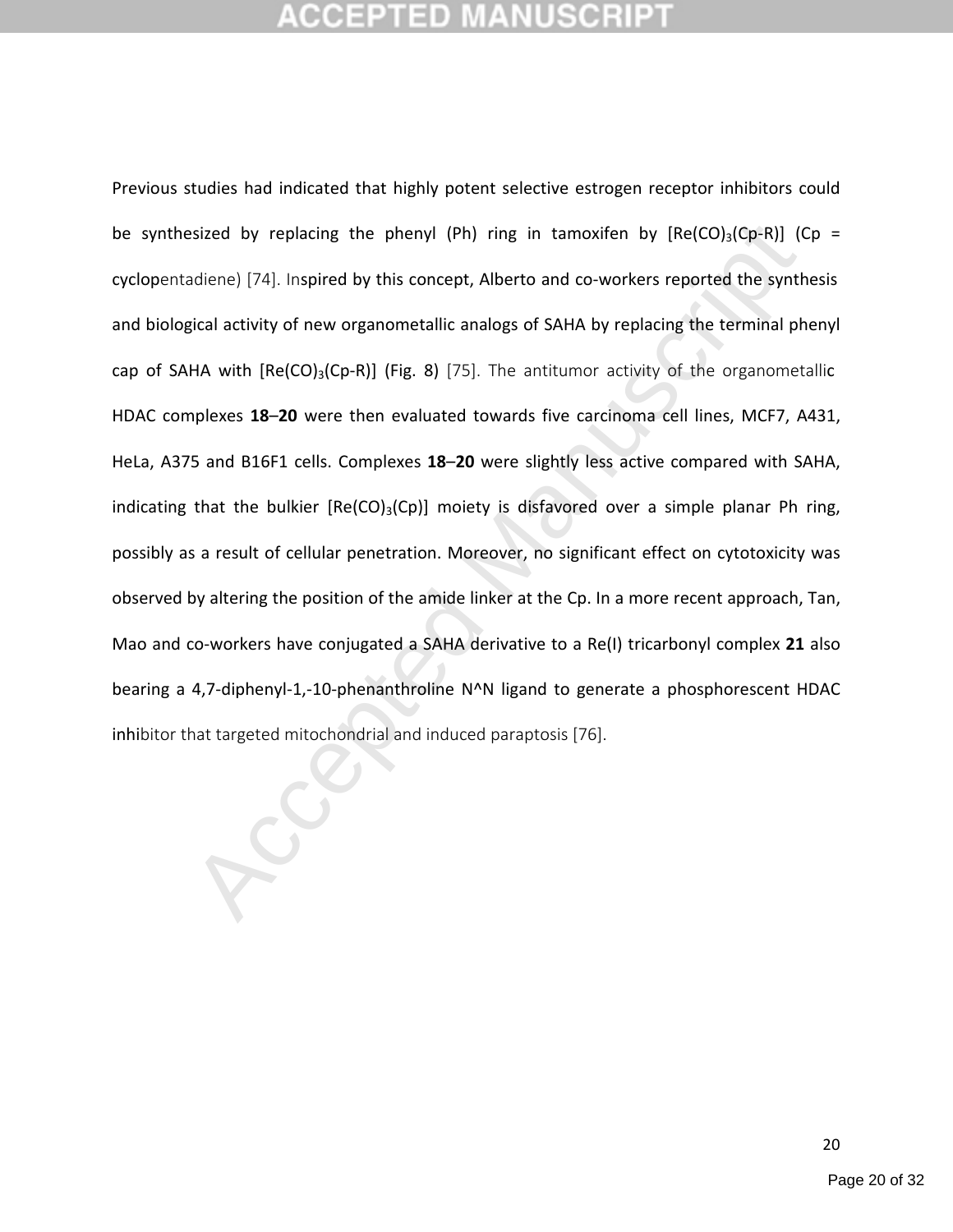Previous studies had indicated that highly potent selective estrogen receptor inhibitors could be synthesized by replacing the phenyl (Ph) ring in tamoxifen by [Re(CO)$_3$(Cp-R)] (Cp = cyclopentadiene) [74]. Inspired by this concept, Alberto and co-workers reported the synthesis and biological activity of new organometallic analogs of SAHA by replacing the terminal phenyl cap of SAHA with [Re(CO)$_3$(Cp-R)] (Fig. 8) [75]. The antitumor activity of the organometallic HDAC complexes **18**–**20** were then evaluated towards five carcinoma cell lines, MCF7, A431, HeLa, A375 and B16F1 cells. Complexes **18**–**20** were slightly less active compared with SAHA, indicating that the bulkier [Re(CO)$_3$(Cp)] moiety is disfavored over a simple planar Ph ring, possibly as a result of cellular penetration. Moreover, no significant effect on cytotoxicity was observed by altering the position of the amide linker at the Cp. In a more recent approach, Tan, Mao and co-workers have conjugated a SAHA derivative to a Re(I) tricarbonyl complex **21** also bearing a 4,7-diphenyl-1,-10-phenanthroline N^N ligand to generate a phosphorescent HDAC inhibitor that targeted mitochondrial and induced paraptosis [76].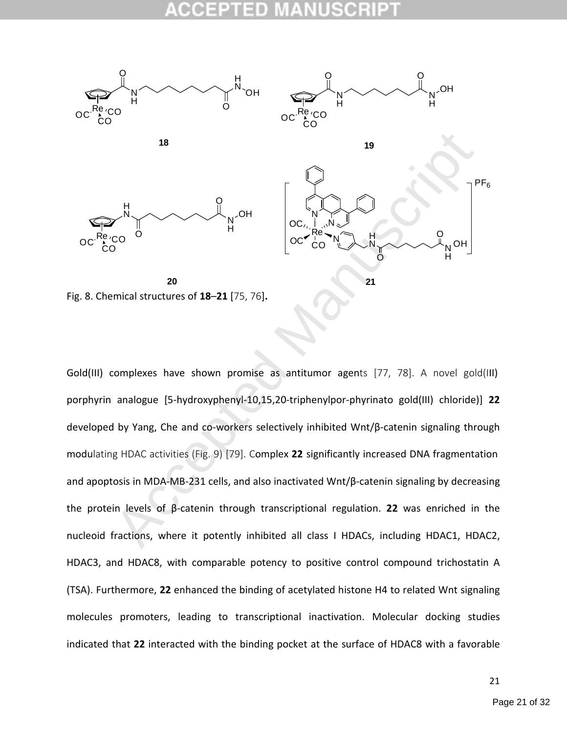Fig. 8. Chemical structures of **18**–**21** [75, 76].

Gold(III) complexes have shown promise as antitumor agents [77, 78]. A novel gold(III) porphyrin analogue [5-hydroxyphenyl-10,15,20-triphenylpor-phyrinato gold(III) chloride)] **22** developed by Yang, Che and co-workers selectively inhibited Wnt/β-catenin signaling through modulating HDAC activities (Fig. 9) [79]. Complex **22** significantly increased DNA fragmentation and apoptosis in MDA-MB-231 cells, and also inactivated Wnt/β-catenin signaling by decreasing the protein levels of β-catenin through transcriptional regulation. **22** was enriched in the nucleoid fractions, where it potently inhibited all class I HDACs, including HDAC1, HDAC2, HDAC3, and HDAC8, with comparable potency to positive control compound trichostatin A (TSA). Furthermore, **22** enhanced the binding of acetylated histone H4 to related Wnt signaling molecules promoters, leading to transcriptional inactivation. Molecular docking studies indicated that **22** interacted with the binding pocket at the surface of HDAC8 with a favorable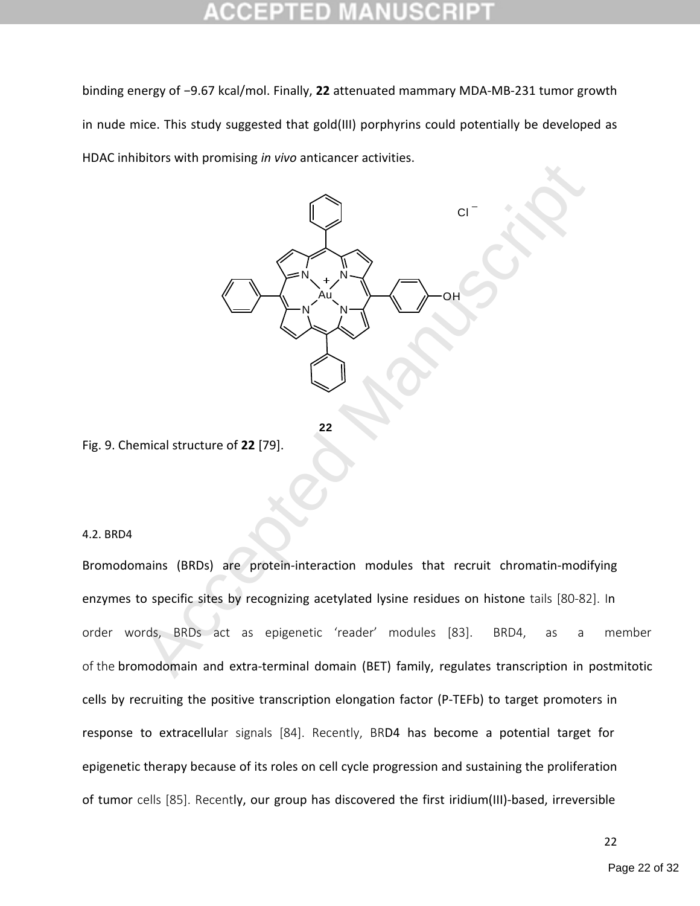binding energy of −9.67 kcal/mol. Finally, **22** attenuated mammary MDA-MB-231 tumor growth in nude mice. This study suggested that gold(III) porphyrins could potentially be developed as HDAC inhibitors with promising *in vivo* anticancer activities.

**22**

Fig. 9. Chemical structure of **22** [79].

4.2. BRD4

Bromodomains (BRDs) are protein-interaction modules that recruit chromatin-modifying enzymes to specific sites by recognizing acetylated lysine residues on histone tails [80-82]. In order words, BRDs act as epigenetic 'reader' modules [83]. BRD4, as a member of the bromodomain and extra-terminal domain (BET) family, regulates transcription in postmitotic cells by recruiting the positive transcription elongation factor (P-TEFb) to target promoters in response to extracellular signals [84]. Recently, BRD4 has become a potential target for epigenetic therapy because of its roles on cell cycle progression and sustaining the proliferation of tumor cells [85]. Recently, our group has discovered the first iridium(III)-based, irreversible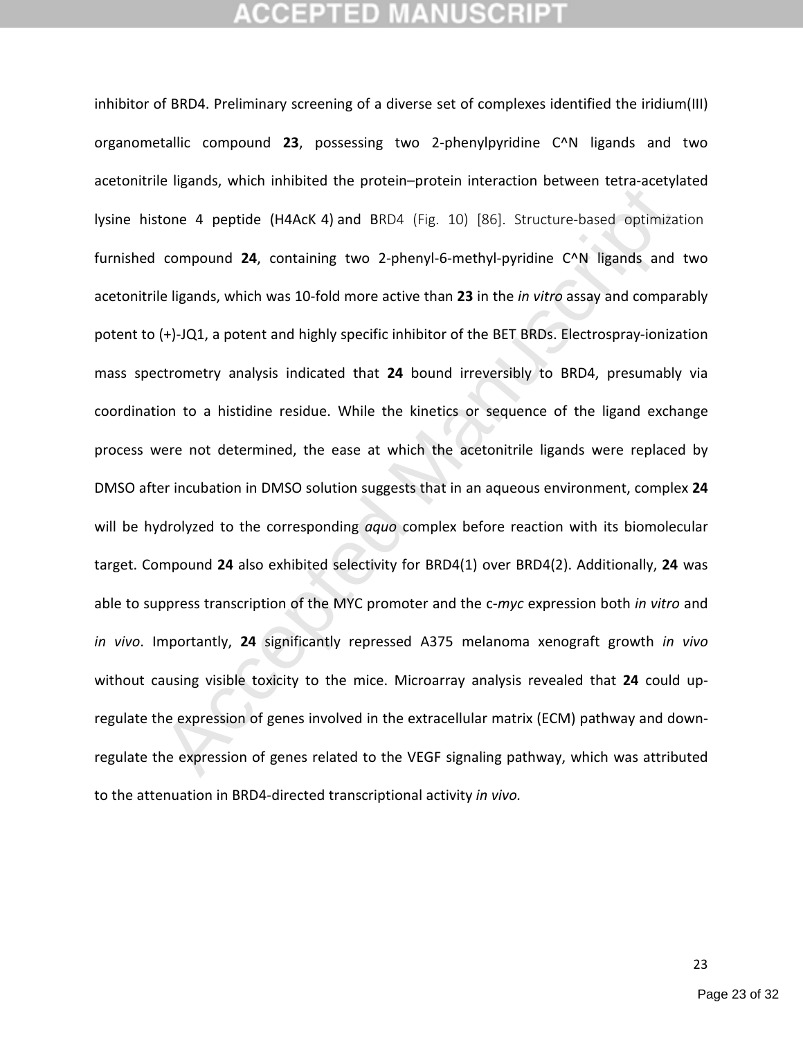inhibitor of BRD4. Preliminary screening of a diverse set of complexes identified the iridium(III) organometallic compound **23**, possessing two 2-phenylpyridine C^N ligands and two acetonitrile ligands, which inhibited the protein–protein interaction between tetra-acetylated lysine histone 4 peptide (H4AcK 4) and BRD4 (Fig. 10) [86]. Structure-based optimization furnished compound **24**, containing two 2-phenyl-6-methyl-pyridine C^N ligands and two acetonitrile ligands, which was 10-fold more active than **23** in the *in vitro* assay and comparably potent to (+)-JQ1, a potent and highly specific inhibitor of the BET BRDs. Electrospray-ionization mass spectrometry analysis indicated that **24** bound irreversibly to BRD4, presumably via coordination to a histidine residue. While the kinetics or sequence of the ligand exchange process were not determined, the ease at which the acetonitrile ligands were replaced by DMSO after incubation in DMSO solution suggests that in an aqueous environment, complex **24** will be hydrolyzed to the corresponding *aquo* complex before reaction with its biomolecular target. Compound **24** also exhibited selectivity for BRD4(1) over BRD4(2). Additionally, **24** was able to suppress transcription of the MYC promoter and the c-*myc* expression both *in vitro* and *in vivo*. Importantly, **24** significantly repressed A375 melanoma xenograft growth *in vivo* without causing visible toxicity to the mice. Microarray analysis revealed that **24** could up-regulate the expression of genes involved in the extracellular matrix (ECM) pathway and down-regulate the expression of genes related to the VEGF signaling pathway, which was attributed to the attenuation in BRD4-directed transcriptional activity *in vivo.*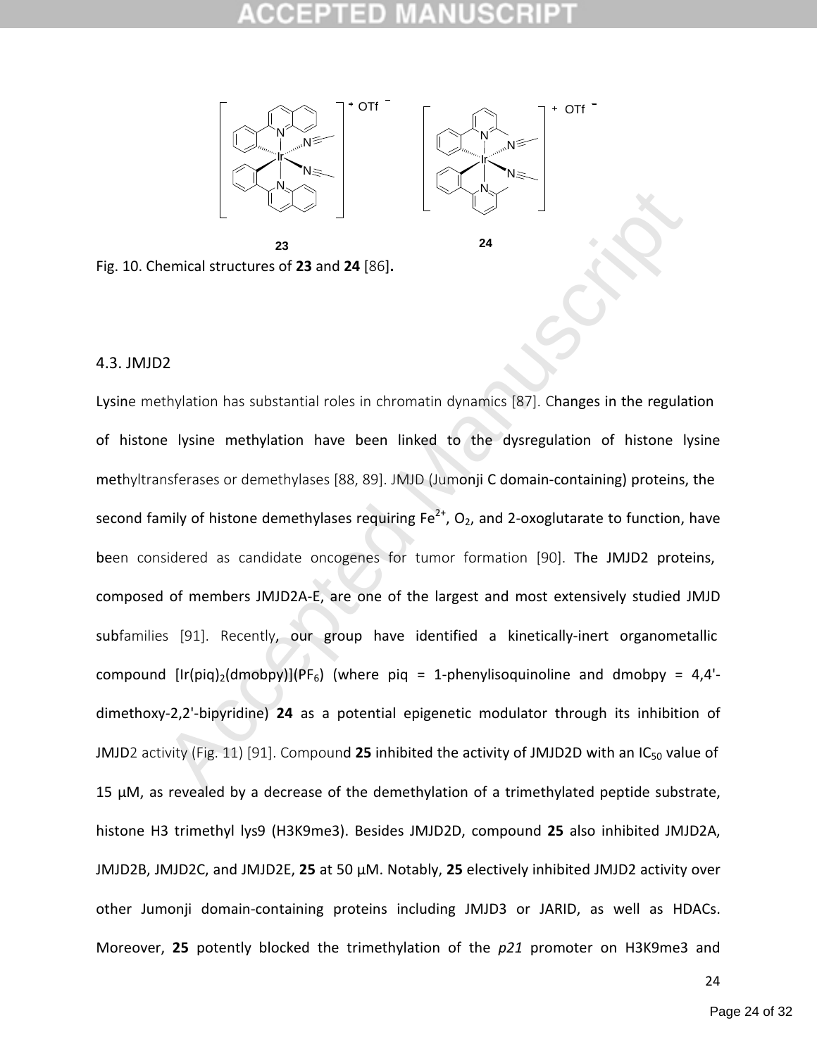Fig. 10. Chemical structures of **23** and **24** [86].

### 4.3. JMJD2

Lysine methylation has substantial roles in chromatin dynamics [87]. Changes in the regulation of histone lysine methylation have been linked to the dysregulation of histone lysine methyltransferases or demethylases [88, 89]. JMJD (Jumonji C domain-containing) proteins, the second family of histone demethylases requiring $Fe^{2+}$, $O_2$, and 2-oxoglutarate to function, have been considered as candidate oncogenes for tumor formation [90]. The JMJD2 proteins, composed of members JMJD2A-E, are one of the largest and most extensively studied JMJD subfamilies [91]. Recently, our group have identified a kinetically-inert organometallic compound $[Ir(piq)_2(dmobpy)](PF_6)$ (where piq = 1-phenylisoquinoline and dmobpy = 4,4'-dimethoxy-2,2'-bipyridine) **24** as a potential epigenetic modulator through its inhibition of JMJD2 activity (Fig. 11) [91]. Compound **25** inhibited the activity of JMJD2D with an $IC_{50}$ value of 15 μM, as revealed by a decrease of the demethylation of a trimethylated peptide substrate, histone H3 trimethyl lys9 (H3K9me3). Besides JMJD2D, compound **25** also inhibited JMJD2A, JMJD2B, JMJD2C, and JMJD2E, **25** at 50 μM. Notably, **25** electively inhibited JMJD2 activity over other Jumonji domain-containing proteins including JMJD3 or JARID, as well as HDACs. Moreover, **25** potently blocked the trimethylation of the *p21* promoter on H3K9me3 and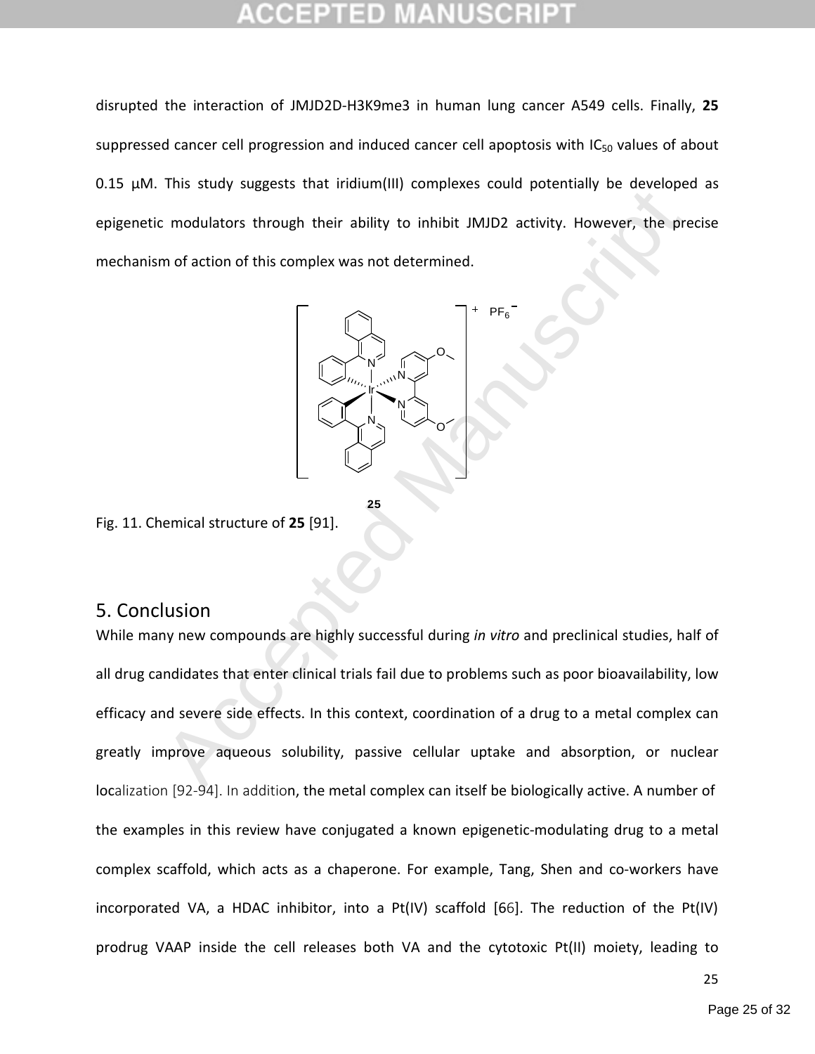disrupted the interaction of JMJD2D-H3K9me3 in human lung cancer A549 cells. Finally, **25** suppressed cancer cell progression and induced cancer cell apoptosis with $IC_{50}$ values of about 0.15 μM. This study suggests that iridium(III) complexes could potentially be developed as epigenetic modulators through their ability to inhibit JMJD2 activity. However, the precise mechanism of action of this complex was not determined.

Fig. 11. Chemical structure of **25** [91].

## 5. Conclusion

While many new compounds are highly successful during *in vitro* and preclinical studies, half of all drug candidates that enter clinical trials fail due to problems such as poor bioavailability, low efficacy and severe side effects. In this context, coordination of a drug to a metal complex can greatly improve aqueous solubility, passive cellular uptake and absorption, or nuclear localization [92-94]. In addition, the metal complex can itself be biologically active. A number of the examples in this review have conjugated a known epigenetic-modulating drug to a metal complex scaffold, which acts as a chaperone. For example, Tang, Shen and co-workers have incorporated VA, a HDAC inhibitor, into a Pt(IV) scaffold [66]. The reduction of the Pt(IV) prodrug VAAP inside the cell releases both VA and the cytotoxic Pt(II) moiety, leading to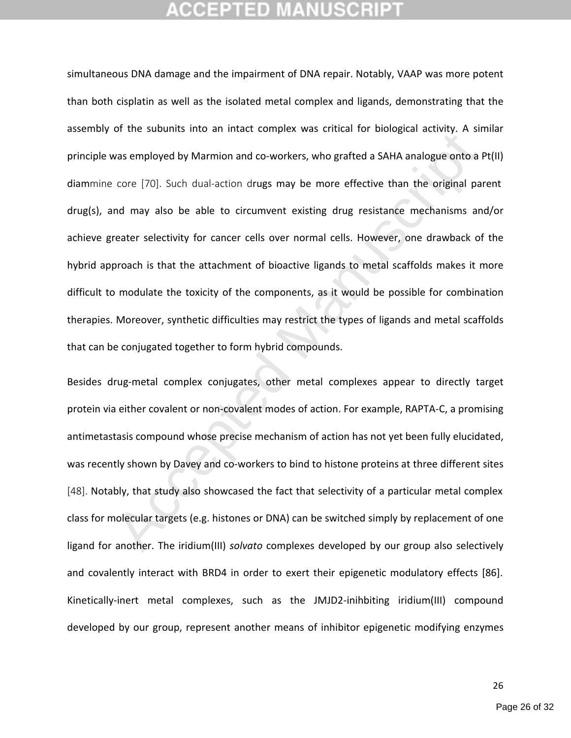simultaneous DNA damage and the impairment of DNA repair. Notably, VAAP was more potent than both cisplatin as well as the isolated metal complex and ligands, demonstrating that the assembly of the subunits into an intact complex was critical for biological activity. A similar principle was employed by Marmion and co-workers, who grafted a SAHA analogue onto a Pt(II) diammine core [70]. Such dual-action drugs may be more effective than the original parent drug(s), and may also be able to circumvent existing drug resistance mechanisms and/or achieve greater selectivity for cancer cells over normal cells. However, one drawback of the hybrid approach is that the attachment of bioactive ligands to metal scaffolds makes it more difficult to modulate the toxicity of the components, as it would be possible for combination therapies. Moreover, synthetic difficulties may restrict the types of ligands and metal scaffolds that can be conjugated together to form hybrid compounds.

Besides drug-metal complex conjugates, other metal complexes appear to directly target protein via either covalent or non-covalent modes of action. For example, RAPTA-C, a promising antimetastasis compound whose precise mechanism of action has not yet been fully elucidated, was recently shown by Davey and co-workers to bind to histone proteins at three different sites [48]. Notably, that study also showcased the fact that selectivity of a particular metal complex class for molecular targets (e.g. histones or DNA) can be switched simply by replacement of one ligand for another. The iridium(III) *solvato* complexes developed by our group also selectively and covalently interact with BRD4 in order to exert their epigenetic modulatory effects [86]. Kinetically-inert metal complexes, such as the JMJD2-inihbiting iridium(III) compound developed by our group, represent another means of inhibitor epigenetic modifying enzymes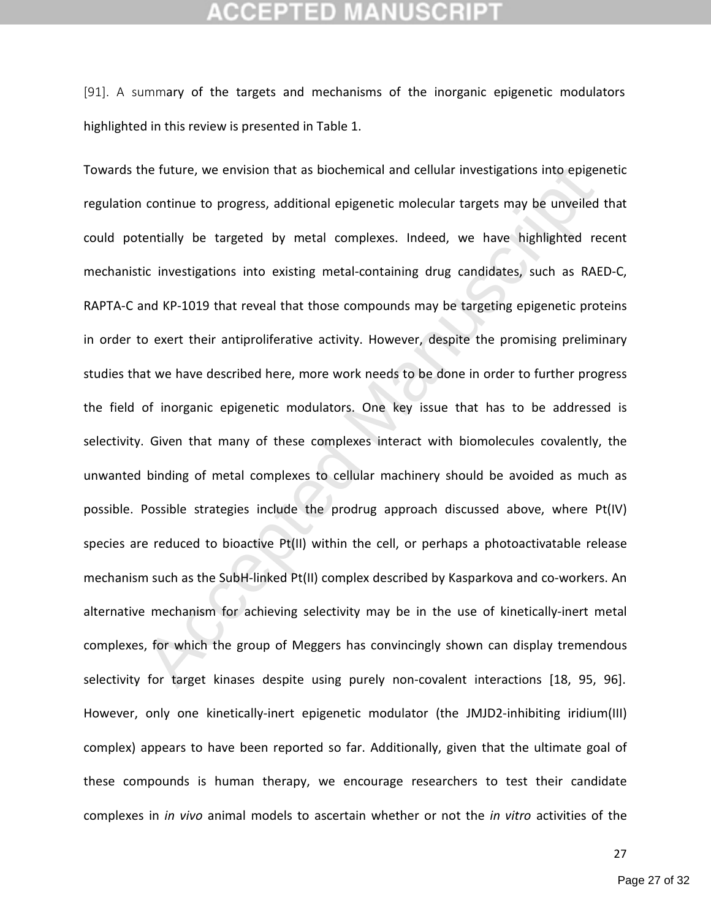[91]. A summary of the targets and mechanisms of the inorganic epigenetic modulators highlighted in this review is presented in Table 1.

Towards the future, we envision that as biochemical and cellular investigations into epigenetic regulation continue to progress, additional epigenetic molecular targets may be unveiled that could potentially be targeted by metal complexes. Indeed, we have highlighted recent mechanistic investigations into existing metal-containing drug candidates, such as RAED-C, RAPTA-C and KP-1019 that reveal that those compounds may be targeting epigenetic proteins in order to exert their antiproliferative activity. However, despite the promising preliminary studies that we have described here, more work needs to be done in order to further progress the field of inorganic epigenetic modulators. One key issue that has to be addressed is selectivity. Given that many of these complexes interact with biomolecules covalently, the unwanted binding of metal complexes to cellular machinery should be avoided as much as possible. Possible strategies include the prodrug approach discussed above, where Pt(IV) species are reduced to bioactive Pt(II) within the cell, or perhaps a photoactivatable release mechanism such as the SubH-linked Pt(II) complex described by Kasparkova and co-workers. An alternative mechanism for achieving selectivity may be in the use of kinetically-inert metal complexes, for which the group of Meggers has convincingly shown can display tremendous selectivity for target kinases despite using purely non-covalent interactions [18, 95, 96]. However, only one kinetically-inert epigenetic modulator (the JMJD2-inhibiting iridium(III) complex) appears to have been reported so far. Additionally, given that the ultimate goal of these compounds is human therapy, we encourage researchers to test their candidate complexes in *in vivo* animal models to ascertain whether or not the *in vitro* activities of the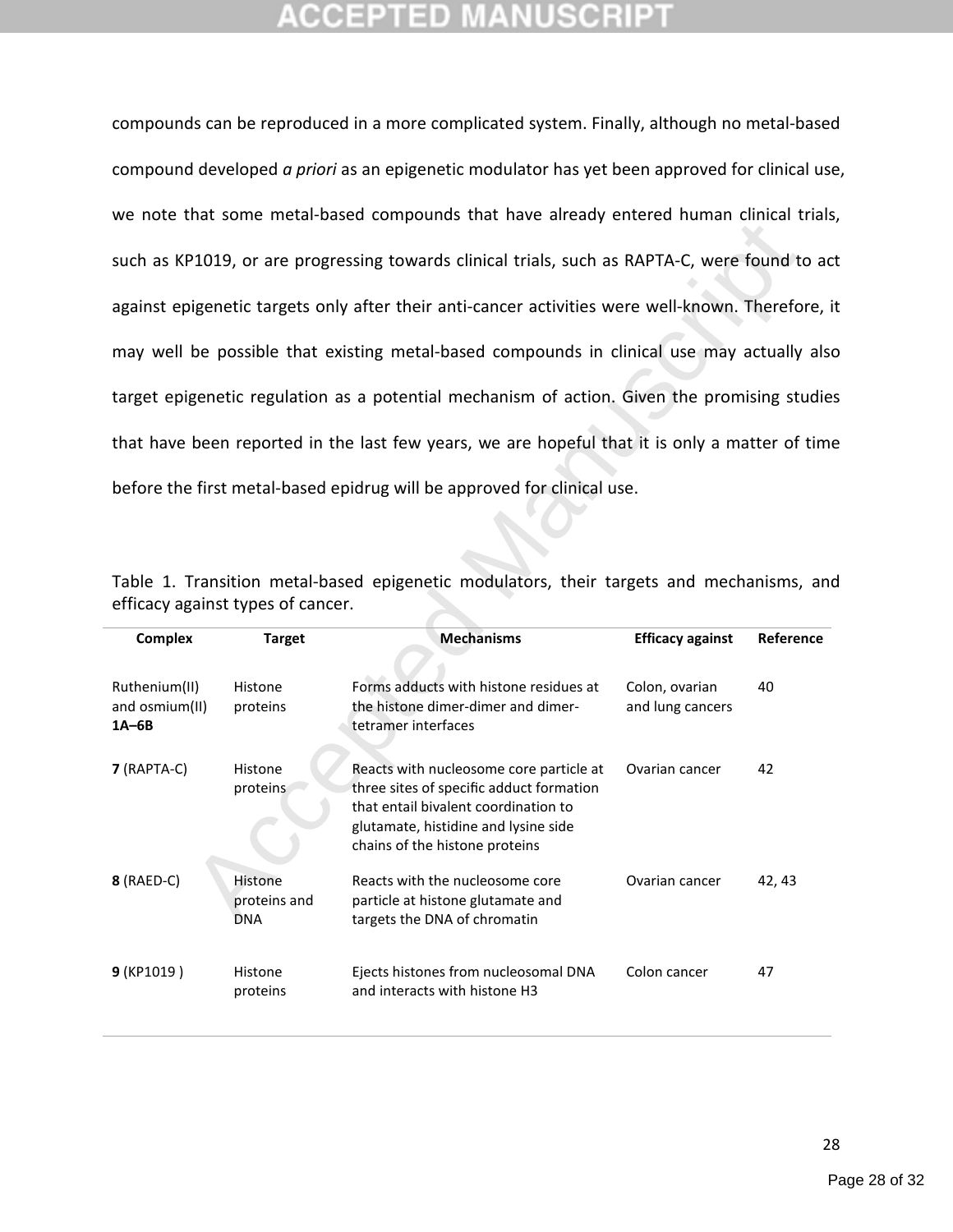compounds can be reproduced in a more complicated system. Finally, although no metal-based compound developed *a priori* as an epigenetic modulator has yet been approved for clinical use, we note that some metal-based compounds that have already entered human clinical trials, such as KP1019, or are progressing towards clinical trials, such as RAPTA-C, were found to act against epigenetic targets only after their anti-cancer activities were well-known. Therefore, it may well be possible that existing metal-based compounds in clinical use may actually also target epigenetic regulation as a potential mechanism of action. Given the promising studies that have been reported in the last few years, we are hopeful that it is only a matter of time before the first metal-based epidrug will be approved for clinical use.

Table 1. Transition metal-based epigenetic modulators, their targets and mechanisms, and efficacy against types of cancer.

| Complex | Target | Mechanisms | Efficacy against | Reference |
|---|---|---|---|---|
| Ruthenium(II) and osmium(II) **1A–6B** | Histone proteins | Forms adducts with histone residues at the histone dimer-dimer and dimer-tetramer interfaces | Colon, ovarian and lung cancers | 40 |
| **7** (RAPTA-C) | Histone proteins | Reacts with nucleosome core particle at three sites of specific adduct formation that entail bivalent coordination to glutamate, histidine and lysine side chains of the histone proteins | Ovarian cancer | 42 |
| **8** (RAED-C) | Histone proteins and DNA | Reacts with the nucleosome core particle at histone glutamate and targets the DNA of chromatin | Ovarian cancer | 42, 43 |
| **9** (KP1019 ) | Histone proteins | Ejects histones from nucleosomal DNA and interacts with histone H3 | Colon cancer | 47 |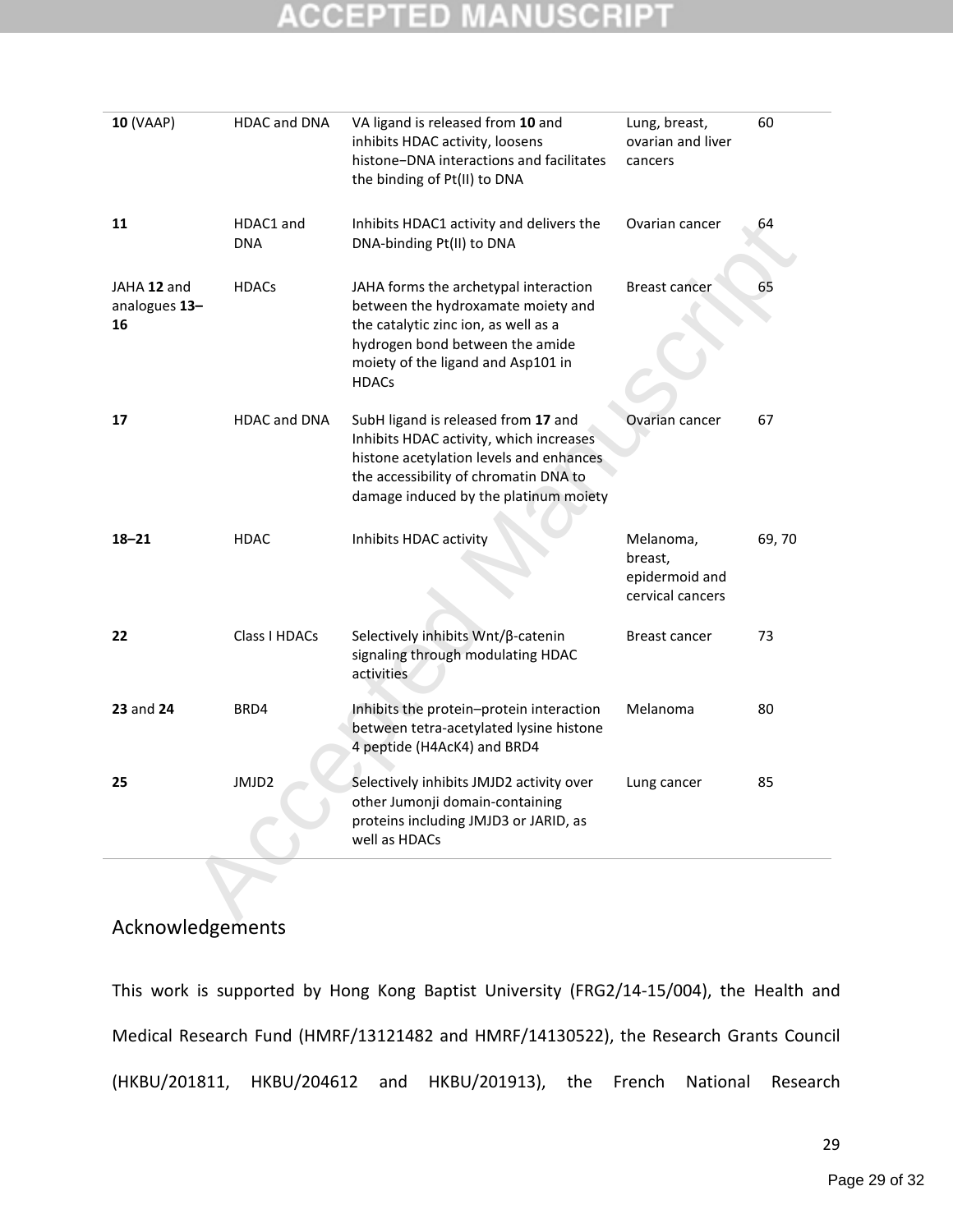| | | | | |
|---|---|---|---|---|
| **10** (VAAP) | HDAC and DNA | VA ligand is released from **10** and inhibits HDAC activity, loosens histone−DNA interactions and facilitates the binding of Pt(II) to DNA | Lung, breast, ovarian and liver cancers | 60 |
| **11** | HDAC1 and DNA | Inhibits HDAC1 activity and delivers the DNA-binding Pt(II) to DNA | Ovarian cancer | 64 |
| JAHA **12** and analogues **13–16** | HDACs | JAHA forms the archetypal interaction between the hydroxamate moiety and the catalytic zinc ion, as well as a hydrogen bond between the amide moiety of the ligand and Asp101 in HDACs | Breast cancer | 65 |
| **17** | HDAC and DNA | SubH ligand is released from **17** and Inhibits HDAC activity, which increases histone acetylation levels and enhances the accessibility of chromatin DNA to damage induced by the platinum moiety | Ovarian cancer | 67 |
| **18–21** | HDAC | Inhibits HDAC activity | Melanoma, breast, epidermoid and cervical cancers | 69, 70 |
| **22** | Class I HDACs | Selectively inhibits Wnt/β-catenin signaling through modulating HDAC activities | Breast cancer | 73 |
| **23** and **24** | BRD4 | Inhibits the protein–protein interaction between tetra-acetylated lysine histone 4 peptide (H4AcK4) and BRD4 | Melanoma | 80 |
| **25** | JMJD2 | Selectively inhibits JMJD2 activity over other Jumonji domain-containing proteins including JMJD3 or JARID, as well as HDACs | Lung cancer | 85 |

## Acknowledgements

This work is supported by Hong Kong Baptist University (FRG2/14-15/004), the Health and Medical Research Fund (HMRF/13121482 and HMRF/14130522), the Research Grants Council (HKBU/201811, HKBU/204612 and HKBU/201913), the French National Research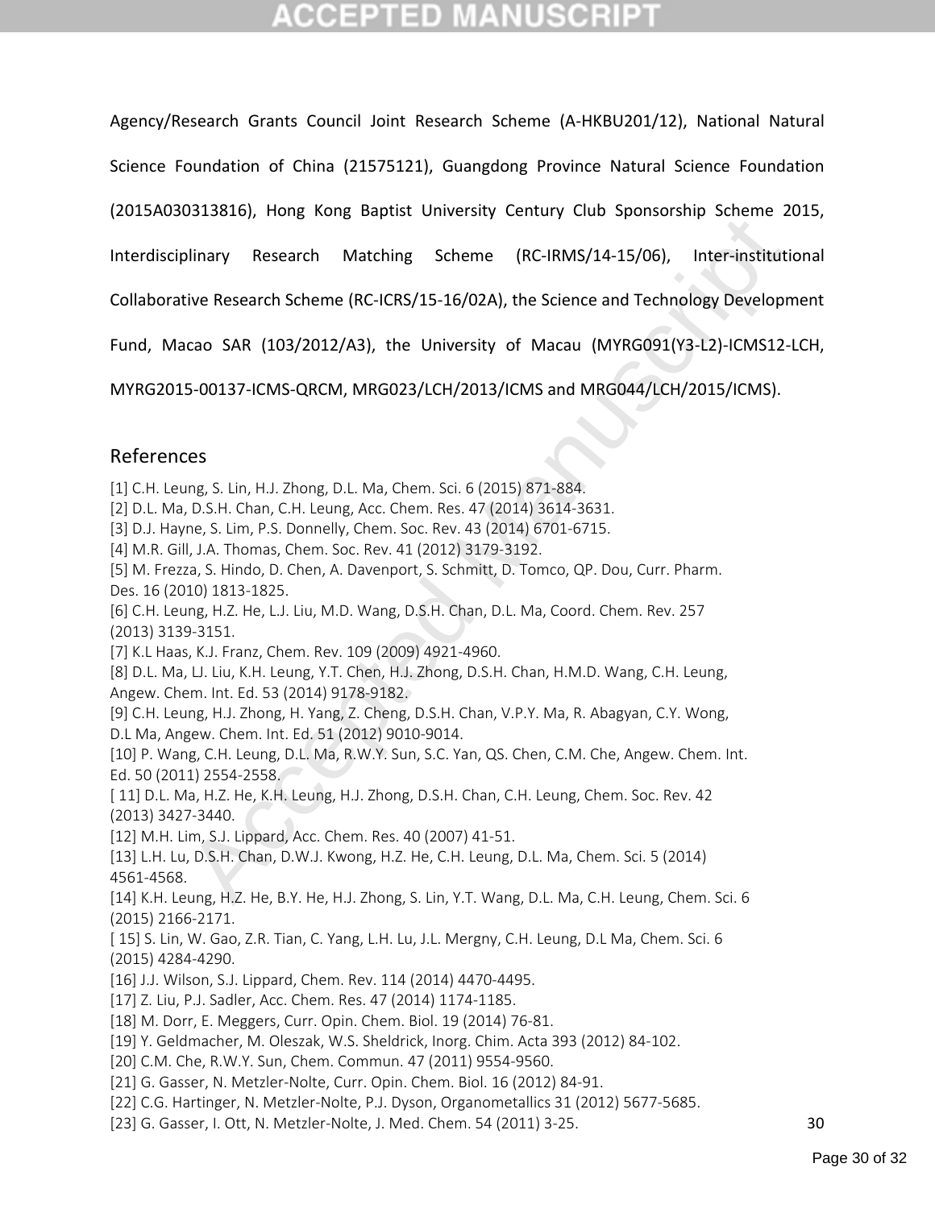Agency/Research Grants Council Joint Research Scheme (A-HKBU201/12), National Natural Science Foundation of China (21575121), Guangdong Province Natural Science Foundation (2015A030313816), Hong Kong Baptist University Century Club Sponsorship Scheme 2015, Interdisciplinary Research Matching Scheme (RC-IRMS/14-15/06), Inter-institutional Collaborative Research Scheme (RC-ICRS/15-16/02A), the Science and Technology Development Fund, Macao SAR (103/2012/A3), the University of Macau (MYRG091(Y3-L2)-ICMS12-LCH, MYRG2015-00137-ICMS-QRCM, MRG023/LCH/2013/ICMS and MRG044/LCH/2015/ICMS).

## References

[1] C.H. Leung, S. Lin, H.J. Zhong, D.L. Ma, Chem. Sci. 6 (2015) 871-884.
[2] D.L. Ma, D.S.H. Chan, C.H. Leung, Acc. Chem. Res. 47 (2014) 3614-3631.
[3] D.J. Hayne, S. Lim, P.S. Donnelly, Chem. Soc. Rev. 43 (2014) 6701-6715.
[4] M.R. Gill, J.A. Thomas, Chem. Soc. Rev. 41 (2012) 3179-3192.
[5] M. Frezza, S. Hindo, D. Chen, A. Davenport, S. Schmitt, D. Tomco, QP. Dou, Curr. Pharm. Des. 16 (2010) 1813-1825.
[6] C.H. Leung, H.Z. He, L.J. Liu, M.D. Wang, D.S.H. Chan, D.L. Ma, Coord. Chem. Rev. 257 (2013) 3139-3151.
[7] K.L Haas, K.J. Franz, Chem. Rev. 109 (2009) 4921-4960.
[8] D.L. Ma, LJ. Liu, K.H. Leung, Y.T. Chen, H.J. Zhong, D.S.H. Chan, H.M.D. Wang, C.H. Leung, Angew. Chem. Int. Ed. 53 (2014) 9178-9182.
[9] C.H. Leung, H.J. Zhong, H. Yang, Z. Cheng, D.S.H. Chan, V.P.Y. Ma, R. Abagyan, C.Y. Wong, D.L Ma, Angew. Chem. Int. Ed. 51 (2012) 9010-9014.
[10] P. Wang, C.H. Leung, D.L. Ma, R.W.Y. Sun, S.C. Yan, QS. Chen, C.M. Che, Angew. Chem. Int. Ed. 50 (2011) 2554-2558.
[ 11] D.L. Ma, H.Z. He, K.H. Leung, H.J. Zhong, D.S.H. Chan, C.H. Leung, Chem. Soc. Rev. 42 (2013) 3427-3440.
[12] M.H. Lim, S.J. Lippard, Acc. Chem. Res. 40 (2007) 41-51.
[13] L.H. Lu, D.S.H. Chan, D.W.J. Kwong, H.Z. He, C.H. Leung, D.L. Ma, Chem. Sci. 5 (2014) 4561-4568.
[14] K.H. Leung, H.Z. He, B.Y. He, H.J. Zhong, S. Lin, Y.T. Wang, D.L. Ma, C.H. Leung, Chem. Sci. 6 (2015) 2166-2171.
[ 15] S. Lin, W. Gao, Z.R. Tian, C. Yang, L.H. Lu, J.L. Mergny, C.H. Leung, D.L Ma, Chem. Sci. 6 (2015) 4284-4290.
[16] J.J. Wilson, S.J. Lippard, Chem. Rev. 114 (2014) 4470-4495.
[17] Z. Liu, P.J. Sadler, Acc. Chem. Res. 47 (2014) 1174-1185.
[18] M. Dorr, E. Meggers, Curr. Opin. Chem. Biol. 19 (2014) 76-81.
[19] Y. Geldmacher, M. Oleszak, W.S. Sheldrick, Inorg. Chim. Acta 393 (2012) 84-102.
[20] C.M. Che, R.W.Y. Sun, Chem. Commun. 47 (2011) 9554-9560.
[21] G. Gasser, N. Metzler-Nolte, Curr. Opin. Chem. Biol. 16 (2012) 84-91.
[22] C.G. Hartinger, N. Metzler-Nolte, P.J. Dyson, Organometallics 31 (2012) 5677-5685.
[23] G. Gasser, I. Ott, N. Metzler-Nolte, J. Med. Chem. 54 (2011) 3-25.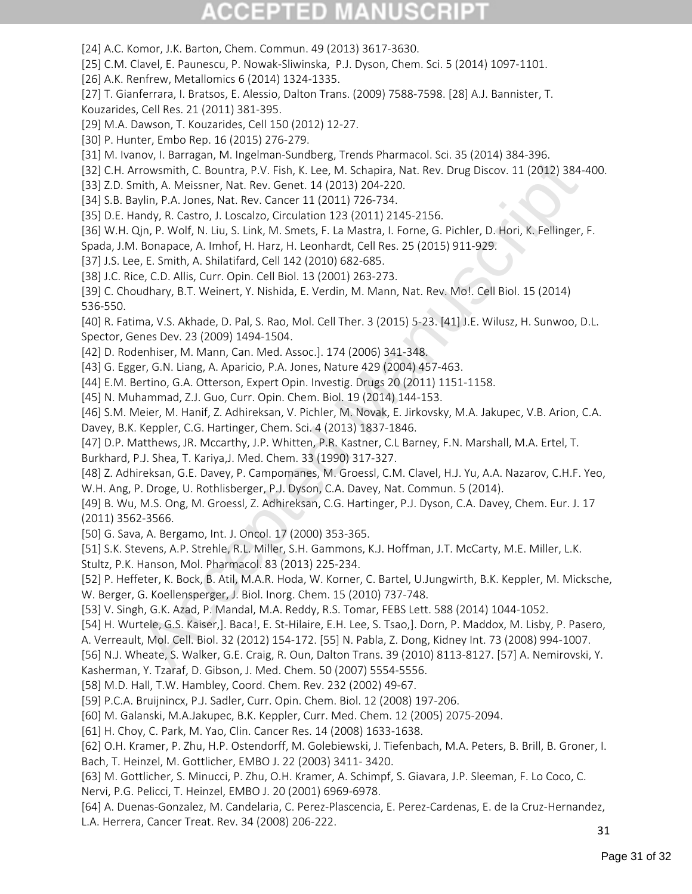[24] A.C. Komor, J.K. Barton, Chem. Commun. 49 (2013) 3617-3630.

[25] C.M. Clavel, E. Paunescu, P. Nowak-Sliwinska, P.J. Dyson, Chem. Sci. 5 (2014) 1097-1101.

[26] A.K. Renfrew, Metallomics 6 (2014) 1324-1335.

[27] T. Gianferrara, I. Bratsos, E. Alessio, Dalton Trans. (2009) 7588-7598. [28] A.J. Bannister, T. Kouzarides, Cell Res. 21 (2011) 381-395.

[29] M.A. Dawson, T. Kouzarides, Cell 150 (2012) 12-27.

[30] P. Hunter, Embo Rep. 16 (2015) 276-279.

[31] M. Ivanov, I. Barragan, M. Ingelman-Sundberg, Trends Pharmacol. Sci. 35 (2014) 384-396.

[32] C.H. Arrowsmith, C. Bountra, P.V. Fish, K. Lee, M. Schapira, Nat. Rev. Drug Discov. 11 (2012) 384-400.

[33] Z.D. Smith, A. Meissner, Nat. Rev. Genet. 14 (2013) 204-220.

[34] S.B. Baylin, P.A. Jones, Nat. Rev. Cancer 11 (2011) 726-734.

[35] D.E. Handy, R. Castro, J. Loscalzo, Circulation 123 (2011) 2145-2156.

[36] W.H. Qjn, P. Wolf, N. Liu, S. Link, M. Smets, F. La Mastra, I. Forne, G. Pichler, D. Hori, K. Fellinger, F. Spada, J.M. Bonapace, A. Imhof, H. Harz, H. Leonhardt, Cell Res. 25 (2015) 911-929.

[37] J.S. Lee, E. Smith, A. Shilatifard, Cell 142 (2010) 682-685.

[38] J.C. Rice, C.D. Allis, Curr. Opin. Cell Biol. 13 (2001) 263-273.

[39] C. Choudhary, B.T. Weinert, Y. Nishida, E. Verdin, M. Mann, Nat. Rev. Mo!. Cell Biol. 15 (2014) 536-550.

[40] R. Fatima, V.S. Akhade, D. Pal, S. Rao, Mol. Cell Ther. 3 (2015) 5-23. [41] J.E. Wilusz, H. Sunwoo, D.L. Spector, Genes Dev. 23 (2009) 1494-1504.

[42] D. Rodenhiser, M. Mann, Can. Med. Assoc.]. 174 (2006) 341-348.

[43] G. Egger, G.N. Liang, A. Aparicio, P.A. Jones, Nature 429 (2004) 457-463.

[44] E.M. Bertino, G.A. Otterson, Expert Opin. Investig. Drugs 20 (2011) 1151-1158.

[45] N. Muhammad, Z.J. Guo, Curr. Opin. Chem. Biol. 19 (2014) 144-153.

[46] S.M. Meier, M. Hanif, Z. Adhireksan, V. Pichler, M. Novak, E. Jirkovsky, M.A. Jakupec, V.B. Arion, C.A. Davey, B.K. Keppler, C.G. Hartinger, Chem. Sci. 4 (2013) 1837-1846.

[47] D.P. Matthews, JR. Mccarthy, J.P. Whitten, P.R. Kastner, C.L Barney, F.N. Marshall, M.A. Ertel, T. Burkhard, P.J. Shea, T. Kariya,J. Med. Chem. 33 (1990) 317-327.

[48] Z. Adhireksan, G.E. Davey, P. Campomanes, M. Groessl, C.M. Clavel, H.J. Yu, A.A. Nazarov, C.H.F. Yeo, W.H. Ang, P. Droge, U. Rothlisberger, P.J. Dyson, C.A. Davey, Nat. Commun. 5 (2014).

[49] B. Wu, M.S. Ong, M. Groessl, Z. Adhireksan, C.G. Hartinger, P.J. Dyson, C.A. Davey, Chem. Eur. J. 17 (2011) 3562-3566.

[50] G. Sava, A. Bergamo, Int. J. Oncol. 17 (2000) 353-365.

[51] S.K. Stevens, A.P. Strehle, R.L. Miller, S.H. Gammons, K.J. Hoffman, J.T. McCarty, M.E. Miller, L.K. Stultz, P.K. Hanson, Mol. Pharmacol. 83 (2013) 225-234.

[52] P. Heffeter, K. Bock, B. Atil, M.A.R. Hoda, W. Korner, C. Bartel, U.Jungwirth, B.K. Keppler, M. Micksche, W. Berger, G. Koellensperger, J. Biol. Inorg. Chem. 15 (2010) 737-748.

[53] V. Singh, G.K. Azad, P. Mandal, M.A. Reddy, R.S. Tomar, FEBS Lett. 588 (2014) 1044-1052.

[54] H. Wurtele, G.S. Kaiser,]. Baca!, E. St-Hilaire, E.H. Lee, S. Tsao,]. Dorn, P. Maddox, M. Lisby, P. Pasero, A. Verreault, Mol. Cell. Biol. 32 (2012) 154-172. [55] N. Pabla, Z. Dong, Kidney Int. 73 (2008) 994-1007.

[56] N.J. Wheate, S. Walker, G.E. Craig, R. Oun, Dalton Trans. 39 (2010) 8113-8127. [57] A. Nemirovski, Y. Kasherman, Y. Tzaraf, D. Gibson, J. Med. Chem. 50 (2007) 5554-5556.

[58] M.D. Hall, T.W. Hambley, Coord. Chem. Rev. 232 (2002) 49-67.

[59] P.C.A. Bruijnincx, P.J. Sadler, Curr. Opin. Chem. Biol. 12 (2008) 197-206.

[60] M. Galanski, M.A.Jakupec, B.K. Keppler, Curr. Med. Chem. 12 (2005) 2075-2094.

[61] H. Choy, C. Park, M. Yao, Clin. Cancer Res. 14 (2008) 1633-1638.

[62] O.H. Kramer, P. Zhu, H.P. Ostendorff, M. Golebiewski, J. Tiefenbach, M.A. Peters, B. Brill, B. Groner, I. Bach, T. Heinzel, M. Gottlicher, EMBO J. 22 (2003) 3411- 3420.

[63] M. Gottlicher, S. Minucci, P. Zhu, O.H. Kramer, A. Schimpf, S. Giavara, J.P. Sleeman, F. Lo Coco, C. Nervi, P.G. Pelicci, T. Heinzel, EMBO J. 20 (2001) 6969-6978.

[64] A. Duenas-Gonzalez, M. Candelaria, C. Perez-Plascencia, E. Perez-Cardenas, E. de la Cruz-Hernandez, L.A. Herrera, Cancer Treat. Rev. 34 (2008) 206-222.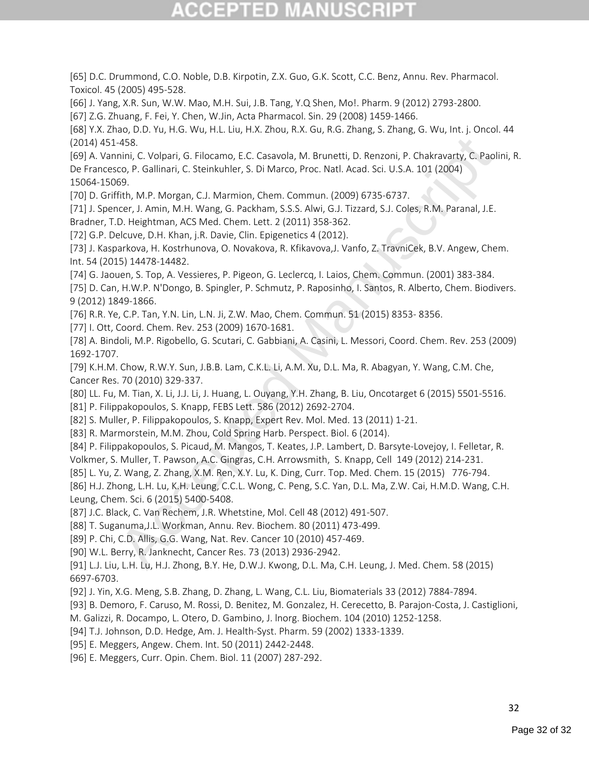[65] D.C. Drummond, C.O. Noble, D.B. Kirpotin, Z.X. Guo, G.K. Scott, C.C. Benz, Annu. Rev. Pharmacol. Toxicol. 45 (2005) 495-528.

[66] J. Yang, X.R. Sun, W.W. Mao, M.H. Sui, J.B. Tang, Y.Q Shen, Mo!. Pharm. 9 (2012) 2793-2800.

[67] Z.G. Zhuang, F. Fei, Y. Chen, W.Jin, Acta Pharmacol. Sin. 29 (2008) 1459-1466.

[68] Y.X. Zhao, D.D. Yu, H.G. Wu, H.L. Liu, H.X. Zhou, R.X. Gu, R.G. Zhang, S. Zhang, G. Wu, Int. j. Oncol. 44 (2014) 451-458.

[69] A. Vannini, C. Volpari, G. Filocamo, E.C. Casavola, M. Brunetti, D. Renzoni, P. Chakravarty, C. Paolini, R. De Francesco, P. Gallinari, C. Steinkuhler, S. Di Marco, Proc. Natl. Acad. Sci. U.S.A. 101 (2004) 15064-15069.

[70] D. Griffith, M.P. Morgan, C.J. Marmion, Chem. Commun. (2009) 6735-6737.

[71] J. Spencer, J. Amin, M.H. Wang, G. Packham, S.S.S. Alwi, G.J. Tizzard, S.J. Coles, R.M. Paranal, J.E. Bradner, T.D. Heightman, ACS Med. Chem. Lett. 2 (2011) 358-362.

[72] G.P. Delcuve, D.H. Khan, j.R. Davie, Clin. Epigenetics 4 (2012).

[73] J. Kasparkova, H. Kostrhunova, O. Novakova, R. Kfikavova,J. Vanfo, Z. TravniCek, B.V. Angew, Chem. Int. 54 (2015) 14478-14482.

[74] G. Jaouen, S. Top, A. Vessieres, P. Pigeon, G. Leclercq, I. Laios, Chem. Commun. (2001) 383-384.

[75] D. Can, H.W.P. N'Dongo, B. Spingler, P. Schmutz, P. Raposinho, I. Santos, R. Alberto, Chem. Biodivers. 9 (2012) 1849-1866.

[76] R.R. Ye, C.P. Tan, Y.N. Lin, L.N. Ji, Z.W. Mao, Chem. Commun. 51 (2015) 8353- 8356.

[77] I. Ott, Coord. Chem. Rev. 253 (2009) 1670-1681.

[78] A. Bindoli, M.P. Rigobello, G. Scutari, C. Gabbiani, A. Casini, L. Messori, Coord. Chem. Rev. 253 (2009) 1692-1707.

[79] K.H.M. Chow, R.W.Y. Sun, J.B.B. Lam, C.K.L. Li, A.M. Xu, D.L. Ma, R. Abagyan, Y. Wang, C.M. Che, Cancer Res. 70 (2010) 329-337.

[80] LL. Fu, M. Tian, X. Li, J.J. Li, J. Huang, L. Ouyang, Y.H. Zhang, B. Liu, Oncotarget 6 (2015) 5501-5516.

[81] P. Filippakopoulos, S. Knapp, FEBS Lett. 586 (2012) 2692-2704.

[82] S. Muller, P. Filippakopoulos, S. Knapp, Expert Rev. Mol. Med. 13 (2011) 1-21.

[83] R. Marmorstein, M.M. Zhou, Cold Spring Harb. Perspect. Biol. 6 (2014).

[84] P. Filippakopoulos, S. Picaud, M. Mangos, T. Keates, J.P. Lambert, D. Barsyte-Lovejoy, I. Felletar, R. Volkmer, S. Muller, T. Pawson, A.C. Gingras, C.H. Arrowsmith, S. Knapp, Cell 149 (2012) 214-231.

[85] L. Yu, Z. Wang, Z. Zhang, X.M. Ren, X.Y. Lu, K. Ding, Curr. Top. Med. Chem. 15 (2015) 776-794.

[86] H.J. Zhong, L.H. Lu, K.H. Leung, C.C.L. Wong, C. Peng, S.C. Yan, D.L. Ma, Z.W. Cai, H.M.D. Wang, C.H. Leung, Chem. Sci. 6 (2015) 5400-5408.

[87] J.C. Black, C. Van Rechem, J.R. Whetstine, Mol. Cell 48 (2012) 491-507.

[88] T. Suganuma,J.L. Workman, Annu. Rev. Biochem. 80 (2011) 473-499.

[89] P. Chi, C.D. Allis, G.G. Wang, Nat. Rev. Cancer 10 (2010) 457-469.

[90] W.L. Berry, R. Janknecht, Cancer Res. 73 (2013) 2936-2942.

[91] L.J. Liu, L.H. Lu, H.J. Zhong, B.Y. He, D.W.J. Kwong, D.L. Ma, C.H. Leung, J. Med. Chem. 58 (2015) 6697-6703.

[92] J. Yin, X.G. Meng, S.B. Zhang, D. Zhang, L. Wang, C.L. Liu, Biomaterials 33 (2012) 7884-7894.

[93] B. Demoro, F. Caruso, M. Rossi, D. Benitez, M. Gonzalez, H. Cerecetto, B. Parajon-Costa, J. Castiglioni, M. Galizzi, R. Docampo, L. Otero, D. Gambino, J. lnorg. Biochem. 104 (2010) 1252-1258.

[94] T.J. Johnson, D.D. Hedge, Am. J. Health-Syst. Pharm. 59 (2002) 1333-1339.

[95] E. Meggers, Angew. Chem. Int. 50 (2011) 2442-2448.

[96] E. Meggers, Curr. Opin. Chem. Biol. 11 (2007) 287-292.